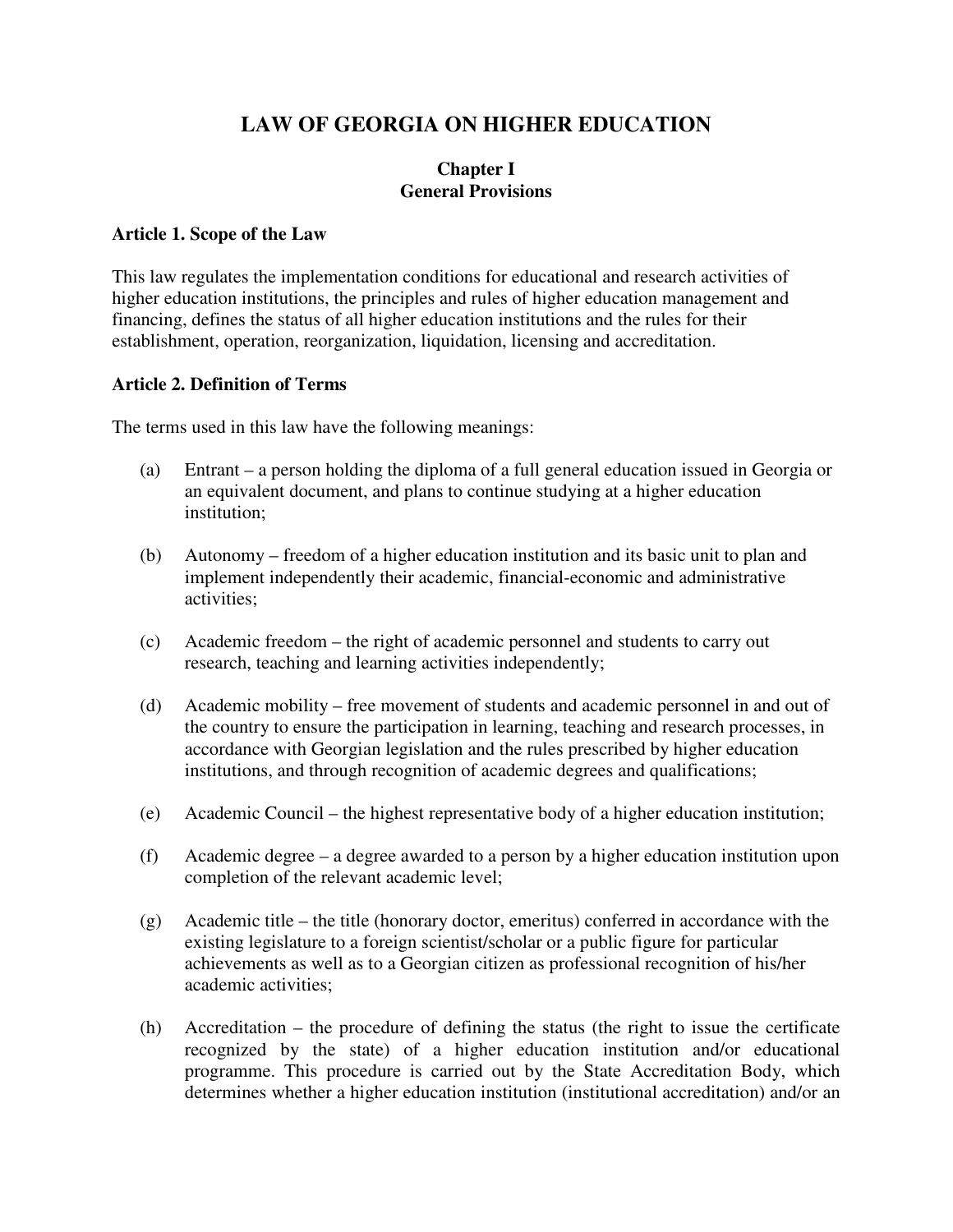# LAW OF GEORGIA ON HIGHER EDUCATION

## Chapter I
## General Provisions

### Article 1. Scope of the Law

This law regulates the implementation conditions for educational and research activities of higher education institutions, the principles and rules of higher education management and financing, defines the status of all higher education institutions and the rules for their establishment, operation, reorganization, liquidation, licensing and accreditation.

### Article 2. Definition of Terms

The terms used in this law have the following meanings:

(a) Entrant – a person holding the diploma of a full general education issued in Georgia or an equivalent document, and plans to continue studying at a higher education institution;

(b) Autonomy – freedom of a higher education institution and its basic unit to plan and implement independently their academic, financial-economic and administrative activities;

(c) Academic freedom – the right of academic personnel and students to carry out research, teaching and learning activities independently;

(d) Academic mobility – free movement of students and academic personnel in and out of the country to ensure the participation in learning, teaching and research processes, in accordance with Georgian legislation and the rules prescribed by higher education institutions, and through recognition of academic degrees and qualifications;

(e) Academic Council – the highest representative body of a higher education institution;

(f) Academic degree – a degree awarded to a person by a higher education institution upon completion of the relevant academic level;

(g) Academic title – the title (honorary doctor, emeritus) conferred in accordance with the existing legislature to a foreign scientist/scholar or a public figure for particular achievements as well as to a Georgian citizen as professional recognition of his/her academic activities;

(h) Accreditation – the procedure of defining the status (the right to issue the certificate recognized by the state) of a higher education institution and/or educational programme. This procedure is carried out by the State Accreditation Body, which determines whether a higher education institution (institutional accreditation) and/or an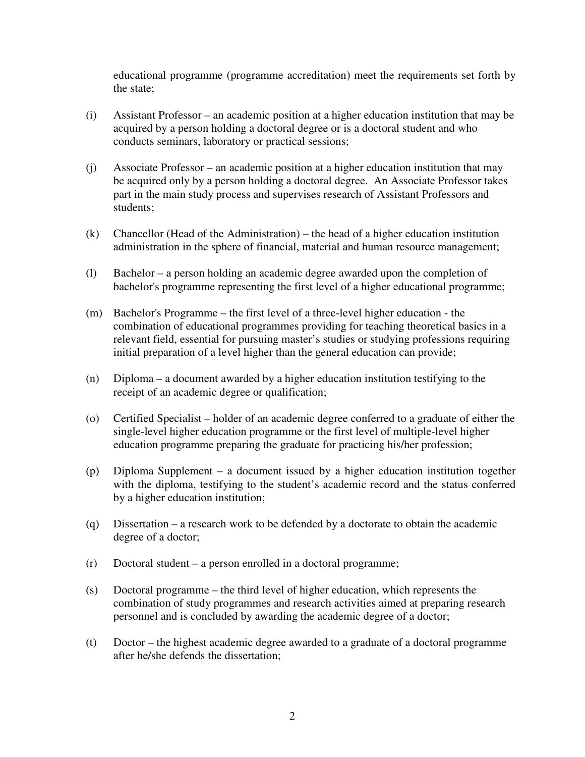educational programme (programme accreditation) meet the requirements set forth by the state;

(i) Assistant Professor – an academic position at a higher education institution that may be acquired by a person holding a doctoral degree or is a doctoral student and who conducts seminars, laboratory or practical sessions;

(j) Associate Professor – an academic position at a higher education institution that may be acquired only by a person holding a doctoral degree. An Associate Professor takes part in the main study process and supervises research of Assistant Professors and students;

(k) Chancellor (Head of the Administration) – the head of a higher education institution administration in the sphere of financial, material and human resource management;

(l) Bachelor – a person holding an academic degree awarded upon the completion of bachelor's programme representing the first level of a higher educational programme;

(m) Bachelor's Programme – the first level of a three-level higher education - the combination of educational programmes providing for teaching theoretical basics in a relevant field, essential for pursuing master's studies or studying professions requiring initial preparation of a level higher than the general education can provide;

(n) Diploma – a document awarded by a higher education institution testifying to the receipt of an academic degree or qualification;

(o) Certified Specialist – holder of an academic degree conferred to a graduate of either the single-level higher education programme or the first level of multiple-level higher education programme preparing the graduate for practicing his/her profession;

(p) Diploma Supplement – a document issued by a higher education institution together with the diploma, testifying to the student's academic record and the status conferred by a higher education institution;

(q) Dissertation – a research work to be defended by a doctorate to obtain the academic degree of a doctor;

(r) Doctoral student – a person enrolled in a doctoral programme;

(s) Doctoral programme – the third level of higher education, which represents the combination of study programmes and research activities aimed at preparing research personnel and is concluded by awarding the academic degree of a doctor;

(t) Doctor – the highest academic degree awarded to a graduate of a doctoral programme after he/she defends the dissertation;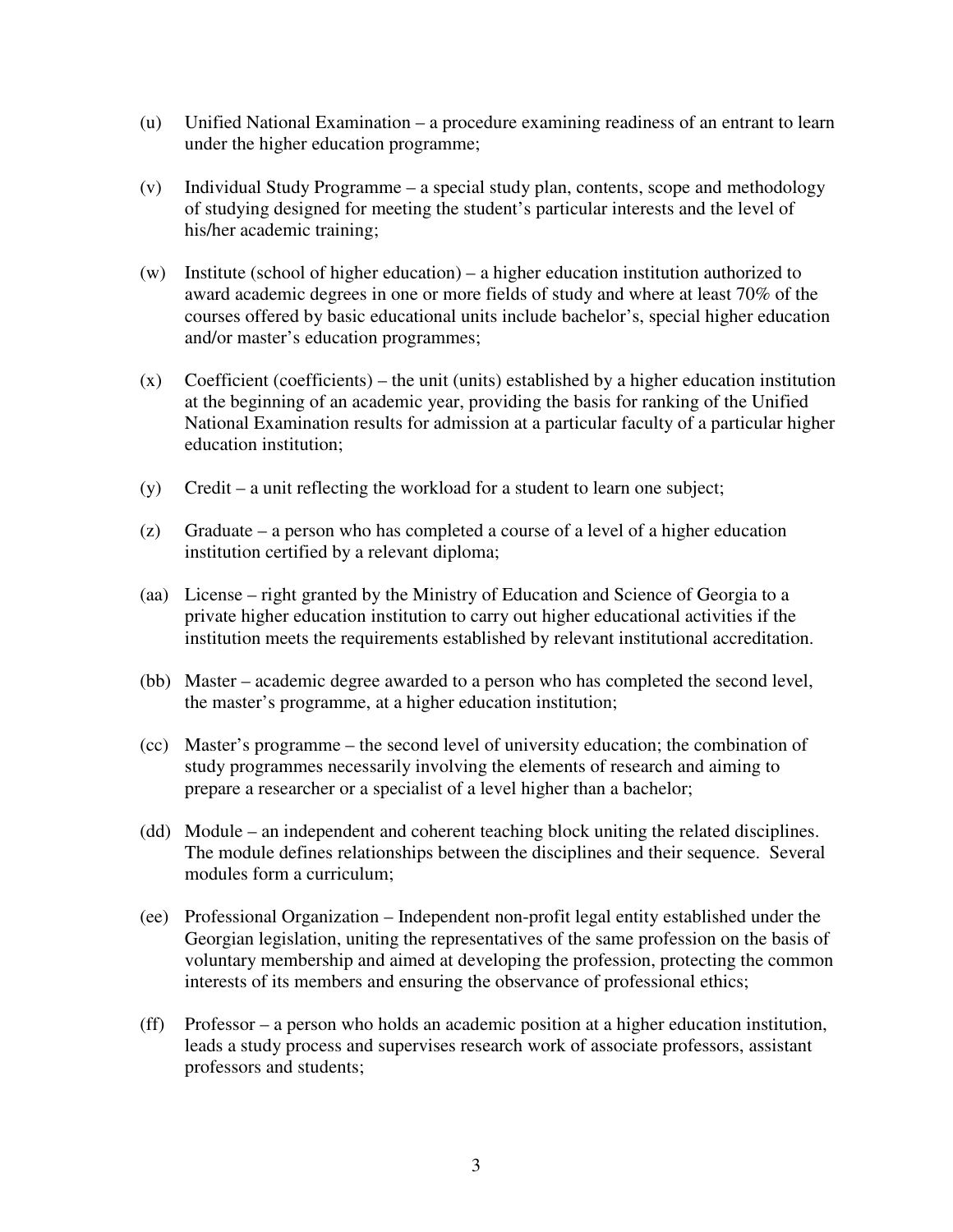(u) Unified National Examination – a procedure examining readiness of an entrant to learn under the higher education programme;

(v) Individual Study Programme – a special study plan, contents, scope and methodology of studying designed for meeting the student's particular interests and the level of his/her academic training;

(w) Institute (school of higher education) – a higher education institution authorized to award academic degrees in one or more fields of study and where at least 70% of the courses offered by basic educational units include bachelor's, special higher education and/or master's education programmes;

(x) Coefficient (coefficients) – the unit (units) established by a higher education institution at the beginning of an academic year, providing the basis for ranking of the Unified National Examination results for admission at a particular faculty of a particular higher education institution;

(y) Credit – a unit reflecting the workload for a student to learn one subject;

(z) Graduate – a person who has completed a course of a level of a higher education institution certified by a relevant diploma;

(aa) License – right granted by the Ministry of Education and Science of Georgia to a private higher education institution to carry out higher educational activities if the institution meets the requirements established by relevant institutional accreditation.

(bb) Master – academic degree awarded to a person who has completed the second level, the master's programme, at a higher education institution;

(cc) Master's programme – the second level of university education; the combination of study programmes necessarily involving the elements of research and aiming to prepare a researcher or a specialist of a level higher than a bachelor;

(dd) Module – an independent and coherent teaching block uniting the related disciplines. The module defines relationships between the disciplines and their sequence. Several modules form a curriculum;

(ee) Professional Organization – Independent non-profit legal entity established under the Georgian legislation, uniting the representatives of the same profession on the basis of voluntary membership and aimed at developing the profession, protecting the common interests of its members and ensuring the observance of professional ethics;

(ff) Professor – a person who holds an academic position at a higher education institution, leads a study process and supervises research work of associate professors, assistant professors and students;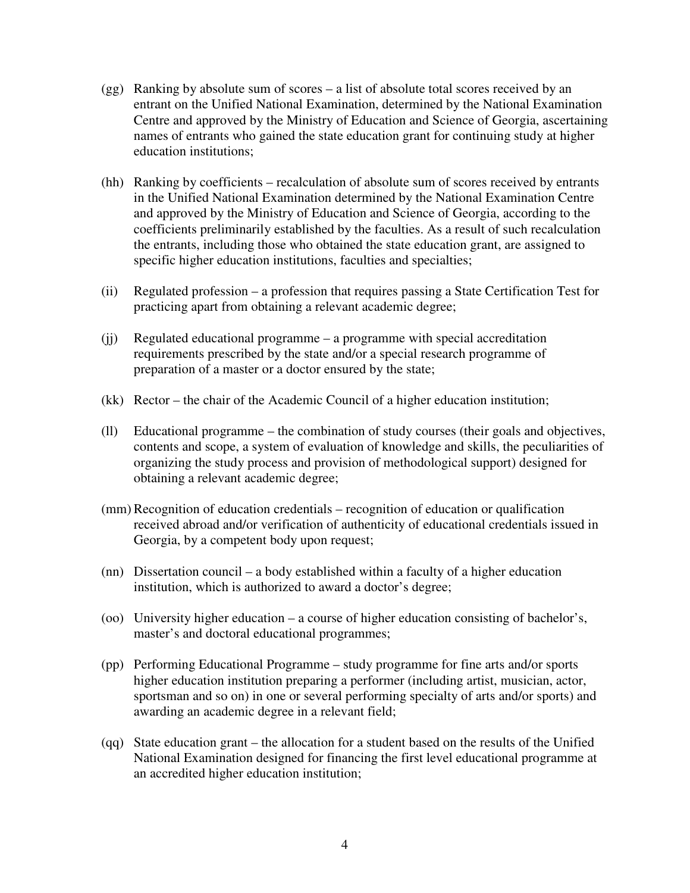(gg) Ranking by absolute sum of scores – a list of absolute total scores received by an entrant on the Unified National Examination, determined by the National Examination Centre and approved by the Ministry of Education and Science of Georgia, ascertaining names of entrants who gained the state education grant for continuing study at higher education institutions;

(hh) Ranking by coefficients – recalculation of absolute sum of scores received by entrants in the Unified National Examination determined by the National Examination Centre and approved by the Ministry of Education and Science of Georgia, according to the coefficients preliminarily established by the faculties. As a result of such recalculation the entrants, including those who obtained the state education grant, are assigned to specific higher education institutions, faculties and specialties;

(ii) Regulated profession – a profession that requires passing a State Certification Test for practicing apart from obtaining a relevant academic degree;

(jj) Regulated educational programme – a programme with special accreditation requirements prescribed by the state and/or a special research programme of preparation of a master or a doctor ensured by the state;

(kk) Rector – the chair of the Academic Council of a higher education institution;

(ll) Educational programme – the combination of study courses (their goals and objectives, contents and scope, a system of evaluation of knowledge and skills, the peculiarities of organizing the study process and provision of methodological support) designed for obtaining a relevant academic degree;

(mm) Recognition of education credentials – recognition of education or qualification received abroad and/or verification of authenticity of educational credentials issued in Georgia, by a competent body upon request;

(nn) Dissertation council – a body established within a faculty of a higher education institution, which is authorized to award a doctor's degree;

(oo) University higher education – a course of higher education consisting of bachelor's, master's and doctoral educational programmes;

(pp) Performing Educational Programme – study programme for fine arts and/or sports higher education institution preparing a performer (including artist, musician, actor, sportsman and so on) in one or several performing specialty of arts and/or sports) and awarding an academic degree in a relevant field;

(qq) State education grant – the allocation for a student based on the results of the Unified National Examination designed for financing the first level educational programme at an accredited higher education institution;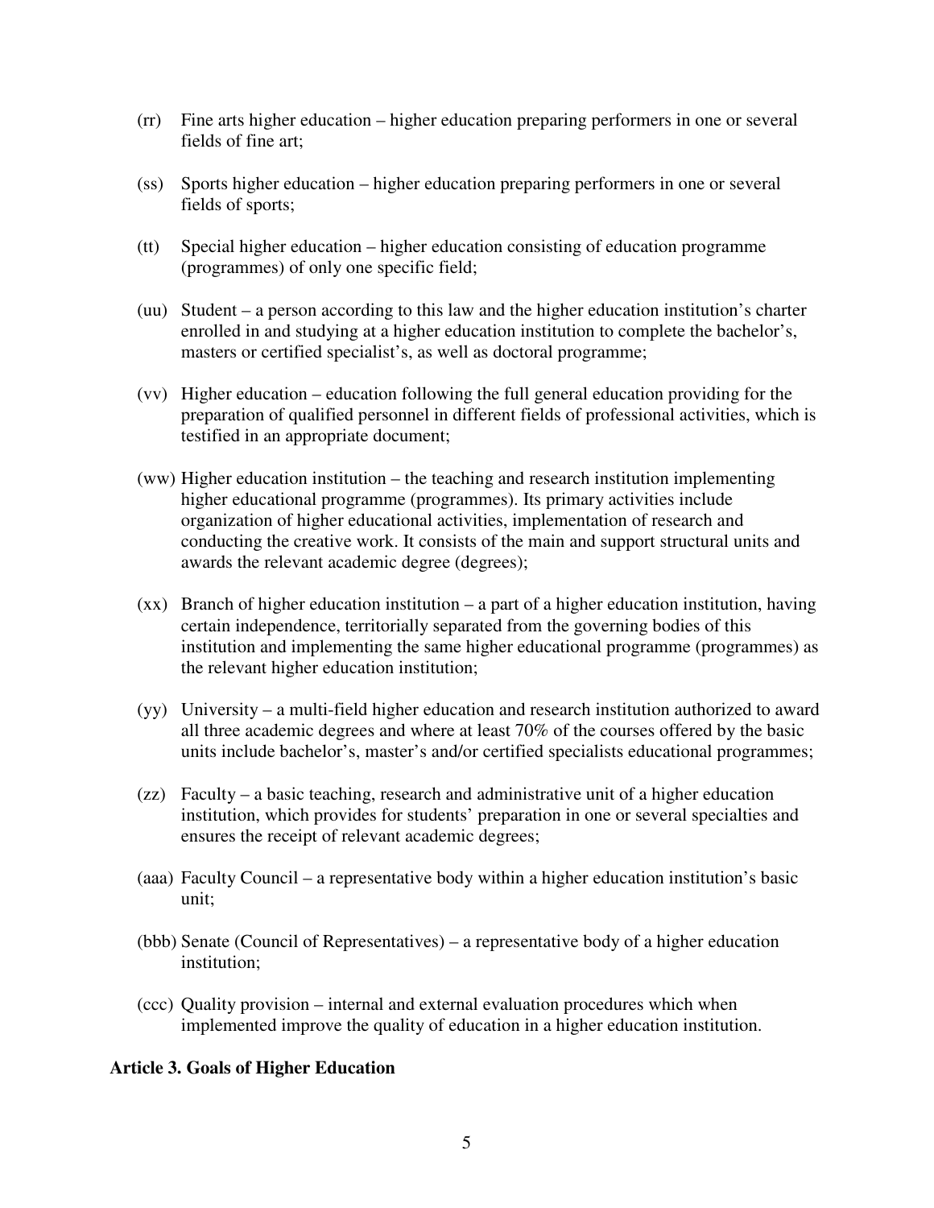(rr) Fine arts higher education – higher education preparing performers in one or several fields of fine art;

(ss) Sports higher education – higher education preparing performers in one or several fields of sports;

(tt) Special higher education – higher education consisting of education programme (programmes) of only one specific field;

(uu) Student – a person according to this law and the higher education institution's charter enrolled in and studying at a higher education institution to complete the bachelor's, masters or certified specialist's, as well as doctoral programme;

(vv) Higher education – education following the full general education providing for the preparation of qualified personnel in different fields of professional activities, which is testified in an appropriate document;

(ww) Higher education institution – the teaching and research institution implementing higher educational programme (programmes). Its primary activities include organization of higher educational activities, implementation of research and conducting the creative work. It consists of the main and support structural units and awards the relevant academic degree (degrees);

(xx) Branch of higher education institution – a part of a higher education institution, having certain independence, territorially separated from the governing bodies of this institution and implementing the same higher educational programme (programmes) as the relevant higher education institution;

(yy) University – a multi-field higher education and research institution authorized to award all three academic degrees and where at least 70% of the courses offered by the basic units include bachelor's, master's and/or certified specialists educational programmes;

(zz) Faculty – a basic teaching, research and administrative unit of a higher education institution, which provides for students' preparation in one or several specialties and ensures the receipt of relevant academic degrees;

(aaa) Faculty Council – a representative body within a higher education institution's basic unit;

(bbb) Senate (Council of Representatives) – a representative body of a higher education institution;

(ccc) Quality provision – internal and external evaluation procedures which when implemented improve the quality of education in a higher education institution.

**Article 3. Goals of Higher Education**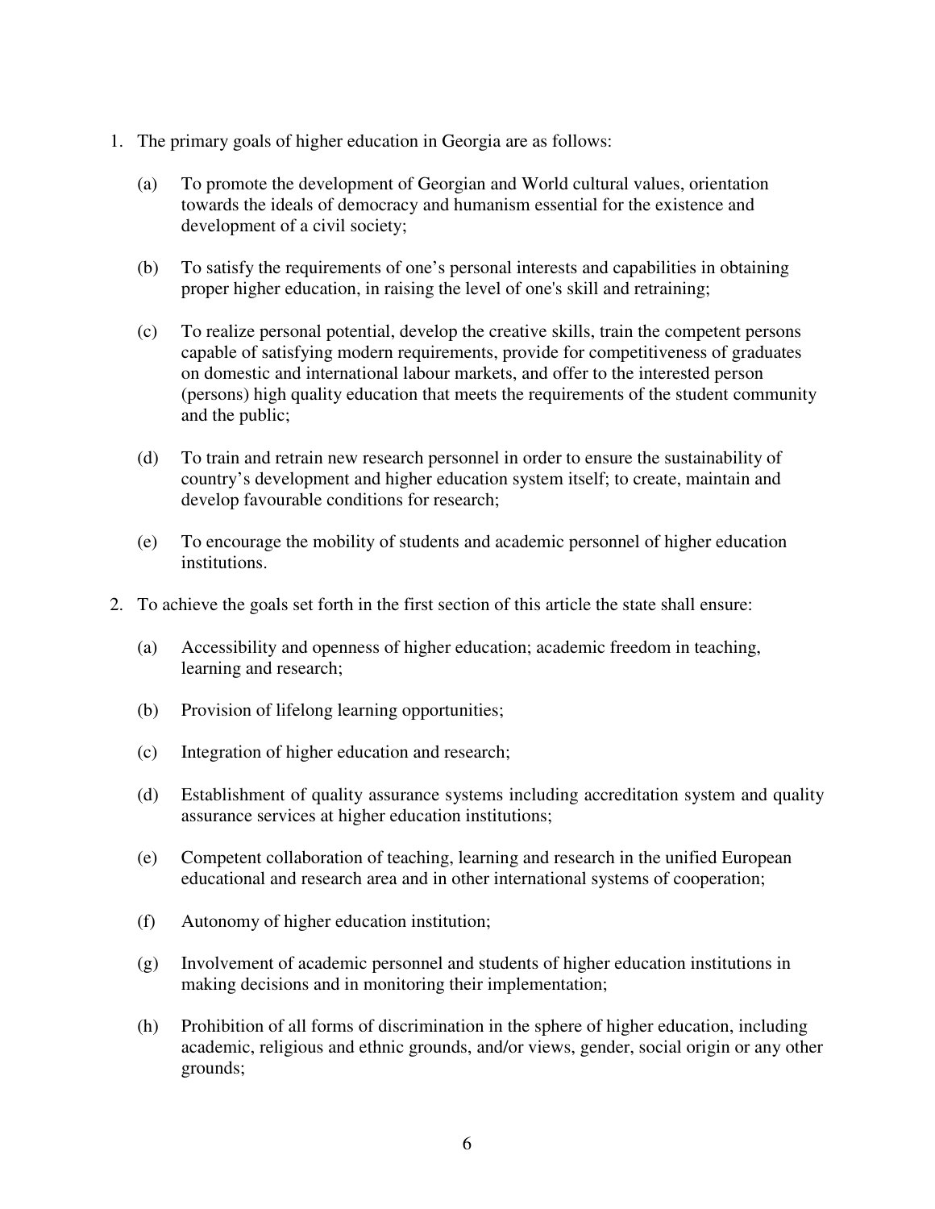1. The primary goals of higher education in Georgia are as follows:

   (a) To promote the development of Georgian and World cultural values, orientation towards the ideals of democracy and humanism essential for the existence and development of a civil society;

   (b) To satisfy the requirements of one's personal interests and capabilities in obtaining proper higher education, in raising the level of one's skill and retraining;

   (c) To realize personal potential, develop the creative skills, train the competent persons capable of satisfying modern requirements, provide for competitiveness of graduates on domestic and international labour markets, and offer to the interested person (persons) high quality education that meets the requirements of the student community and the public;

   (d) To train and retrain new research personnel in order to ensure the sustainability of country's development and higher education system itself; to create, maintain and develop favourable conditions for research;

   (e) To encourage the mobility of students and academic personnel of higher education institutions.

2. To achieve the goals set forth in the first section of this article the state shall ensure:

   (a) Accessibility and openness of higher education; academic freedom in teaching, learning and research;

   (b) Provision of lifelong learning opportunities;

   (c) Integration of higher education and research;

   (d) Establishment of quality assurance systems including accreditation system and quality assurance services at higher education institutions;

   (e) Competent collaboration of teaching, learning and research in the unified European educational and research area and in other international systems of cooperation;

   (f) Autonomy of higher education institution;

   (g) Involvement of academic personnel and students of higher education institutions in making decisions and in monitoring their implementation;

   (h) Prohibition of all forms of discrimination in the sphere of higher education, including academic, religious and ethnic grounds, and/or views, gender, social origin or any other grounds;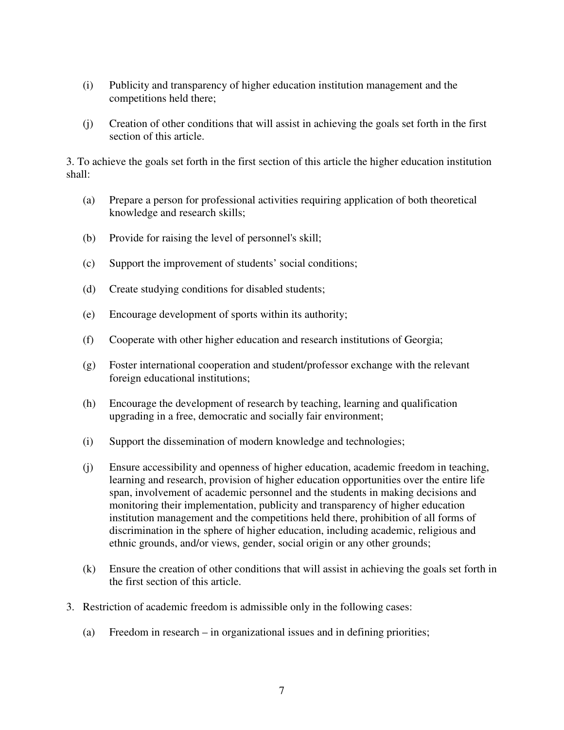(i) Publicity and transparency of higher education institution management and the competitions held there;

(j) Creation of other conditions that will assist in achieving the goals set forth in the first section of this article.

3. To achieve the goals set forth in the first section of this article the higher education institution shall:

(a) Prepare a person for professional activities requiring application of both theoretical knowledge and research skills;

(b) Provide for raising the level of personnel's skill;

(c) Support the improvement of students' social conditions;

(d) Create studying conditions for disabled students;

(e) Encourage development of sports within its authority;

(f) Cooperate with other higher education and research institutions of Georgia;

(g) Foster international cooperation and student/professor exchange with the relevant foreign educational institutions;

(h) Encourage the development of research by teaching, learning and qualification upgrading in a free, democratic and socially fair environment;

(i) Support the dissemination of modern knowledge and technologies;

(j) Ensure accessibility and openness of higher education, academic freedom in teaching, learning and research, provision of higher education opportunities over the entire life span, involvement of academic personnel and the students in making decisions and monitoring their implementation, publicity and transparency of higher education institution management and the competitions held there, prohibition of all forms of discrimination in the sphere of higher education, including academic, religious and ethnic grounds, and/or views, gender, social origin or any other grounds;

(k) Ensure the creation of other conditions that will assist in achieving the goals set forth in the first section of this article.

3. Restriction of academic freedom is admissible only in the following cases:

(a) Freedom in research – in organizational issues and in defining priorities;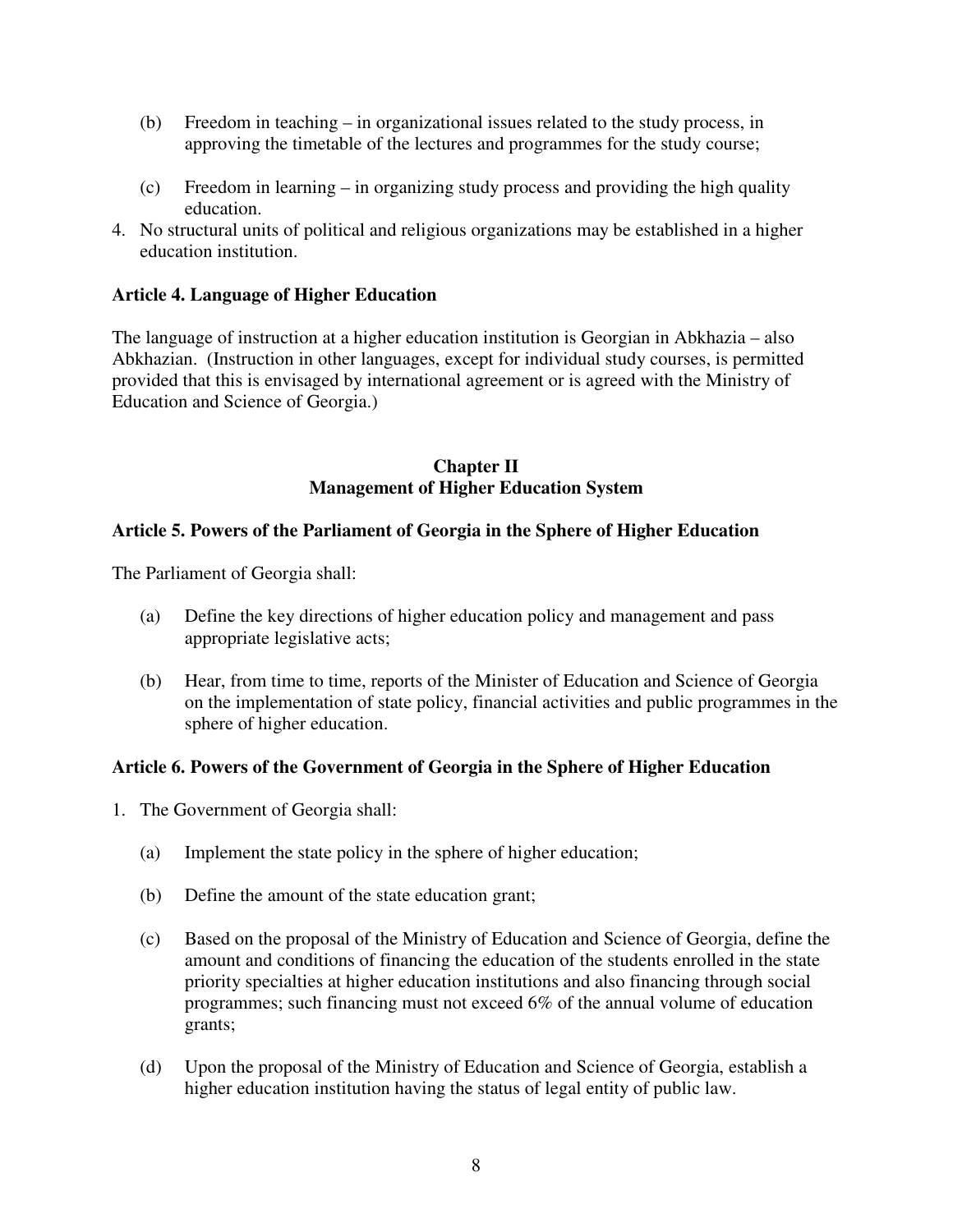(b) Freedom in teaching – in organizational issues related to the study process, in approving the timetable of the lectures and programmes for the study course;

(c) Freedom in learning – in organizing study process and providing the high quality education.

4. No structural units of political and religious organizations may be established in a higher education institution.

**Article 4. Language of Higher Education**

The language of instruction at a higher education institution is Georgian in Abkhazia – also Abkhazian. (Instruction in other languages, except for individual study courses, is permitted provided that this is envisaged by international agreement or is agreed with the Ministry of Education and Science of Georgia.)

## Chapter II
## Management of Higher Education System

**Article 5. Powers of the Parliament of Georgia in the Sphere of Higher Education**

The Parliament of Georgia shall:

(a) Define the key directions of higher education policy and management and pass appropriate legislative acts;

(b) Hear, from time to time, reports of the Minister of Education and Science of Georgia on the implementation of state policy, financial activities and public programmes in the sphere of higher education.

**Article 6. Powers of the Government of Georgia in the Sphere of Higher Education**

1. The Government of Georgia shall:

(a) Implement the state policy in the sphere of higher education;

(b) Define the amount of the state education grant;

(c) Based on the proposal of the Ministry of Education and Science of Georgia, define the amount and conditions of financing the education of the students enrolled in the state priority specialties at higher education institutions and also financing through social programmes; such financing must not exceed 6% of the annual volume of education grants;

(d) Upon the proposal of the Ministry of Education and Science of Georgia, establish a higher education institution having the status of legal entity of public law.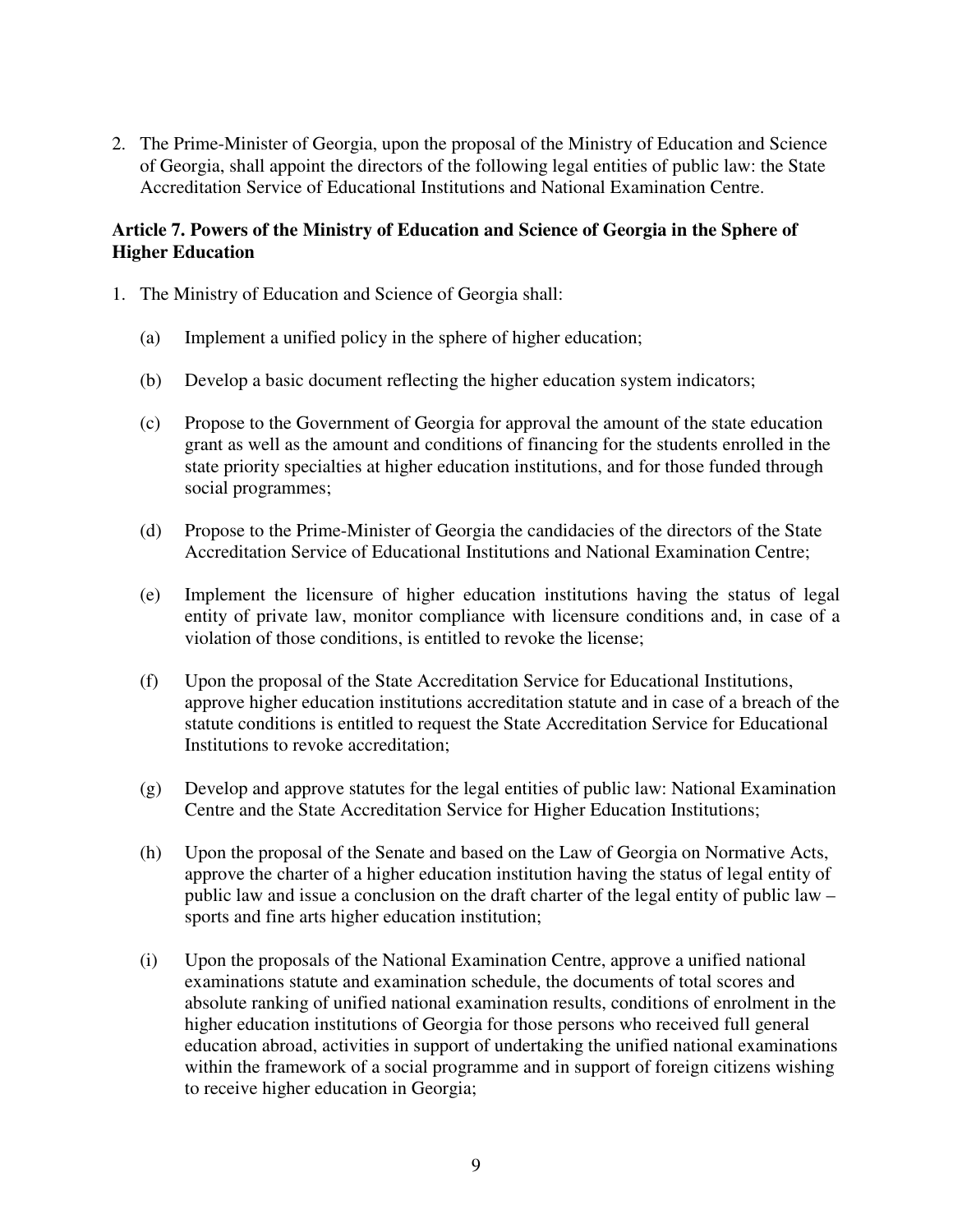2. The Prime-Minister of Georgia, upon the proposal of the Ministry of Education and Science of Georgia, shall appoint the directors of the following legal entities of public law: the State Accreditation Service of Educational Institutions and National Examination Centre.

### Article 7. Powers of the Ministry of Education and Science of Georgia in the Sphere of Higher Education

1. The Ministry of Education and Science of Georgia shall:

   (a) Implement a unified policy in the sphere of higher education;

   (b) Develop a basic document reflecting the higher education system indicators;

   (c) Propose to the Government of Georgia for approval the amount of the state education grant as well as the amount and conditions of financing for the students enrolled in the state priority specialties at higher education institutions, and for those funded through social programmes;

   (d) Propose to the Prime-Minister of Georgia the candidacies of the directors of the State Accreditation Service of Educational Institutions and National Examination Centre;

   (e) Implement the licensure of higher education institutions having the status of legal entity of private law, monitor compliance with licensure conditions and, in case of a violation of those conditions, is entitled to revoke the license;

   (f) Upon the proposal of the State Accreditation Service for Educational Institutions, approve higher education institutions accreditation statute and in case of a breach of the statute conditions is entitled to request the State Accreditation Service for Educational Institutions to revoke accreditation;

   (g) Develop and approve statutes for the legal entities of public law: National Examination Centre and the State Accreditation Service for Higher Education Institutions;

   (h) Upon the proposal of the Senate and based on the Law of Georgia on Normative Acts, approve the charter of a higher education institution having the status of legal entity of public law and issue a conclusion on the draft charter of the legal entity of public law – sports and fine arts higher education institution;

   (i) Upon the proposals of the National Examination Centre, approve a unified national examinations statute and examination schedule, the documents of total scores and absolute ranking of unified national examination results, conditions of enrolment in the higher education institutions of Georgia for those persons who received full general education abroad, activities in support of undertaking the unified national examinations within the framework of a social programme and in support of foreign citizens wishing to receive higher education in Georgia;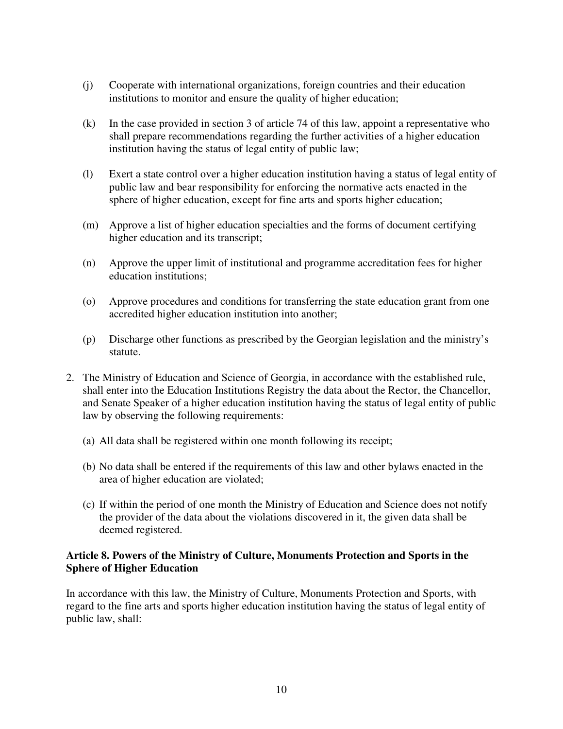(j) Cooperate with international organizations, foreign countries and their education institutions to monitor and ensure the quality of higher education;

(k) In the case provided in section 3 of article 74 of this law, appoint a representative who shall prepare recommendations regarding the further activities of a higher education institution having the status of legal entity of public law;

(l) Exert a state control over a higher education institution having a status of legal entity of public law and bear responsibility for enforcing the normative acts enacted in the sphere of higher education, except for fine arts and sports higher education;

(m) Approve a list of higher education specialties and the forms of document certifying higher education and its transcript;

(n) Approve the upper limit of institutional and programme accreditation fees for higher education institutions;

(o) Approve procedures and conditions for transferring the state education grant from one accredited higher education institution into another;

(p) Discharge other functions as prescribed by the Georgian legislation and the ministry's statute.

2. The Ministry of Education and Science of Georgia, in accordance with the established rule, shall enter into the Education Institutions Registry the data about the Rector, the Chancellor, and Senate Speaker of a higher education institution having the status of legal entity of public law by observing the following requirements:

   (a) All data shall be registered within one month following its receipt;

   (b) No data shall be entered if the requirements of this law and other bylaws enacted in the area of higher education are violated;

   (c) If within the period of one month the Ministry of Education and Science does not notify the provider of the data about the violations discovered in it, the given data shall be deemed registered.

**Article 8. Powers of the Ministry of Culture, Monuments Protection and Sports in the Sphere of Higher Education**

In accordance with this law, the Ministry of Culture, Monuments Protection and Sports, with regard to the fine arts and sports higher education institution having the status of legal entity of public law, shall: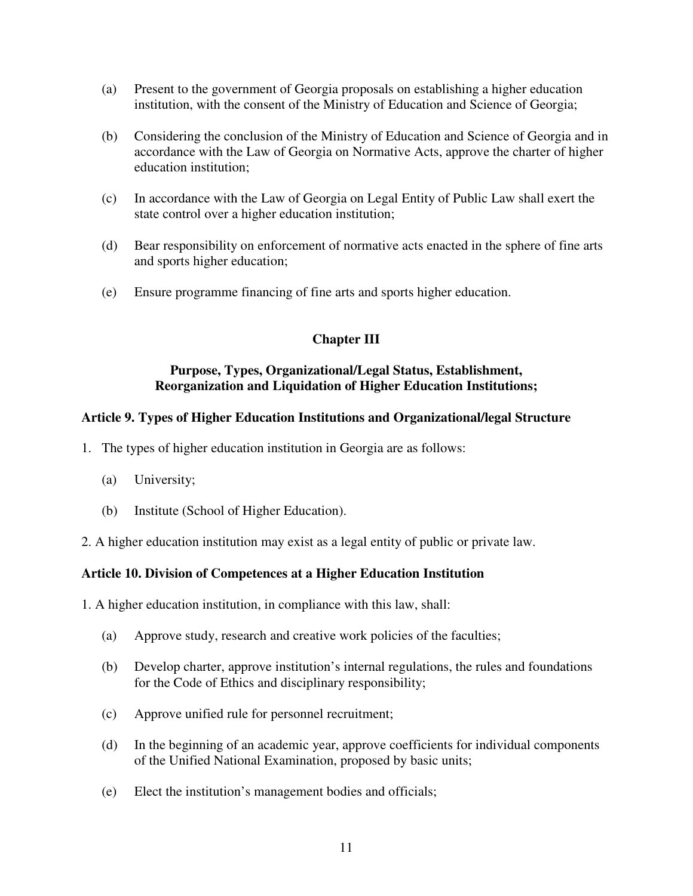(a) Present to the government of Georgia proposals on establishing a higher education institution, with the consent of the Ministry of Education and Science of Georgia;

(b) Considering the conclusion of the Ministry of Education and Science of Georgia and in accordance with the Law of Georgia on Normative Acts, approve the charter of higher education institution;

(c) In accordance with the Law of Georgia on Legal Entity of Public Law shall exert the state control over a higher education institution;

(d) Bear responsibility on enforcement of normative acts enacted in the sphere of fine arts and sports higher education;

(e) Ensure programme financing of fine arts and sports higher education.

## Chapter III

## Purpose, Types, Organizational/Legal Status, Establishment, Reorganization and Liquidation of Higher Education Institutions;

### Article 9. Types of Higher Education Institutions and Organizational/legal Structure

1. The types of higher education institution in Georgia are as follows:

   (a) University;

   (b) Institute (School of Higher Education).

2. A higher education institution may exist as a legal entity of public or private law.

### Article 10. Division of Competences at a Higher Education Institution

1. A higher education institution, in compliance with this law, shall:

   (a) Approve study, research and creative work policies of the faculties;

   (b) Develop charter, approve institution's internal regulations, the rules and foundations for the Code of Ethics and disciplinary responsibility;

   (c) Approve unified rule for personnel recruitment;

   (d) In the beginning of an academic year, approve coefficients for individual components of the Unified National Examination, proposed by basic units;

   (e) Elect the institution's management bodies and officials;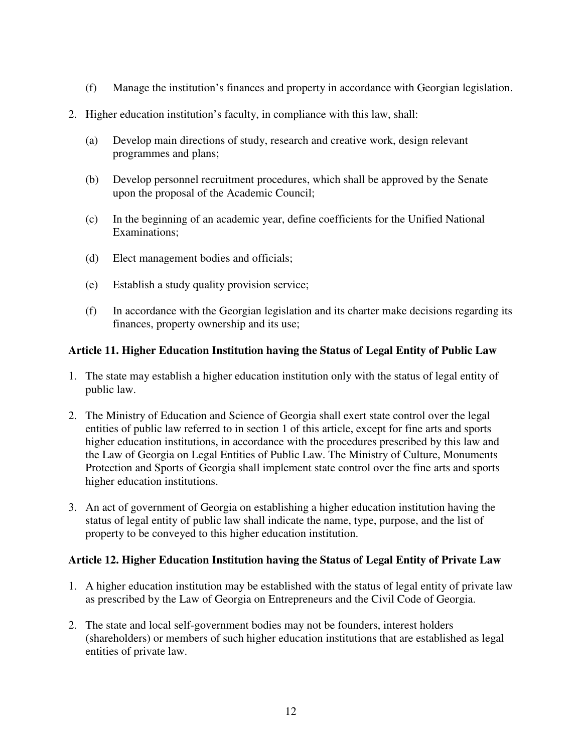(f) Manage the institution's finances and property in accordance with Georgian legislation.

2. Higher education institution's faculty, in compliance with this law, shall:

   (a) Develop main directions of study, research and creative work, design relevant programmes and plans;

   (b) Develop personnel recruitment procedures, which shall be approved by the Senate upon the proposal of the Academic Council;

   (c) In the beginning of an academic year, define coefficients for the Unified National Examinations;

   (d) Elect management bodies and officials;

   (e) Establish a study quality provision service;

   (f) In accordance with the Georgian legislation and its charter make decisions regarding its finances, property ownership and its use;

**Article 11. Higher Education Institution having the Status of Legal Entity of Public Law**

1. The state may establish a higher education institution only with the status of legal entity of public law.

2. The Ministry of Education and Science of Georgia shall exert state control over the legal entities of public law referred to in section 1 of this article, except for fine arts and sports higher education institutions, in accordance with the procedures prescribed by this law and the Law of Georgia on Legal Entities of Public Law. The Ministry of Culture, Monuments Protection and Sports of Georgia shall implement state control over the fine arts and sports higher education institutions.

3. An act of government of Georgia on establishing a higher education institution having the status of legal entity of public law shall indicate the name, type, purpose, and the list of property to be conveyed to this higher education institution.

**Article 12. Higher Education Institution having the Status of Legal Entity of Private Law**

1. A higher education institution may be established with the status of legal entity of private law as prescribed by the Law of Georgia on Entrepreneurs and the Civil Code of Georgia.

2. The state and local self-government bodies may not be founders, interest holders (shareholders) or members of such higher education institutions that are established as legal entities of private law.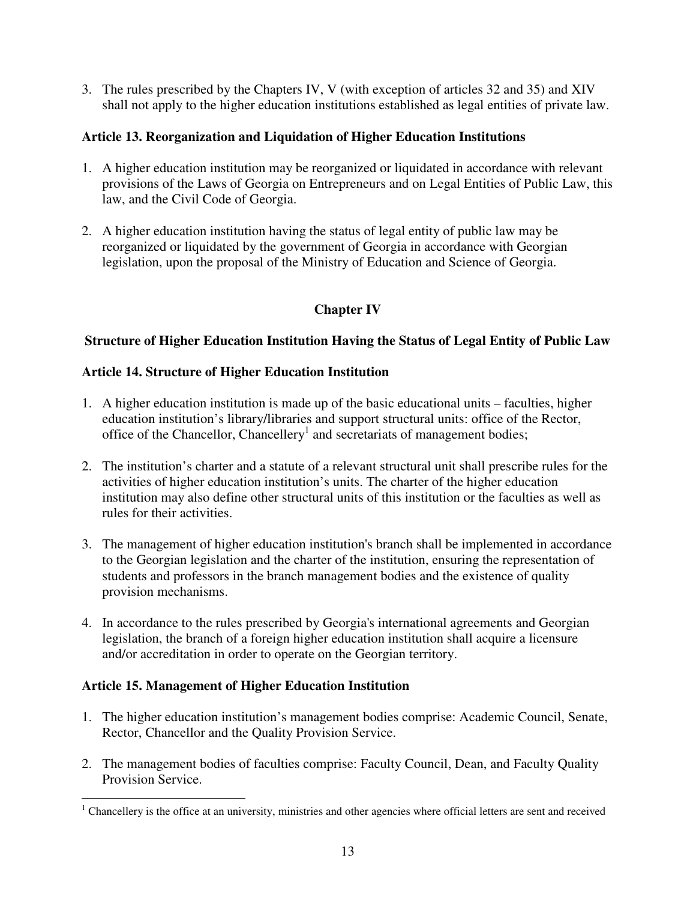3. The rules prescribed by the Chapters IV, V (with exception of articles 32 and 35) and XIV shall not apply to the higher education institutions established as legal entities of private law.

### Article 13. Reorganization and Liquidation of Higher Education Institutions

1. A higher education institution may be reorganized or liquidated in accordance with relevant provisions of the Laws of Georgia on Entrepreneurs and on Legal Entities of Public Law, this law, and the Civil Code of Georgia.

2. A higher education institution having the status of legal entity of public law may be reorganized or liquidated by the government of Georgia in accordance with Georgian legislation, upon the proposal of the Ministry of Education and Science of Georgia.

## Chapter IV

## Structure of Higher Education Institution Having the Status of Legal Entity of Public Law

### Article 14. Structure of Higher Education Institution

1. A higher education institution is made up of the basic educational units – faculties, higher education institution's library/libraries and support structural units: office of the Rector, office of the Chancellor, Chancellery[1] and secretariats of management bodies;

2. The institution's charter and a statute of a relevant structural unit shall prescribe rules for the activities of higher education institution's units. The charter of the higher education institution may also define other structural units of this institution or the faculties as well as rules for their activities.

3. The management of higher education institution's branch shall be implemented in accordance to the Georgian legislation and the charter of the institution, ensuring the representation of students and professors in the branch management bodies and the existence of quality provision mechanisms.

4. In accordance to the rules prescribed by Georgia's international agreements and Georgian legislation, the branch of a foreign higher education institution shall acquire a licensure and/or accreditation in order to operate on the Georgian territory.

### Article 15. Management of Higher Education Institution

1. The higher education institution's management bodies comprise: Academic Council, Senate, Rector, Chancellor and the Quality Provision Service.

2. The management bodies of faculties comprise: Faculty Council, Dean, and Faculty Quality Provision Service.

---

[1] Chancellery is the office at an university, ministries and other agencies where official letters are sent and received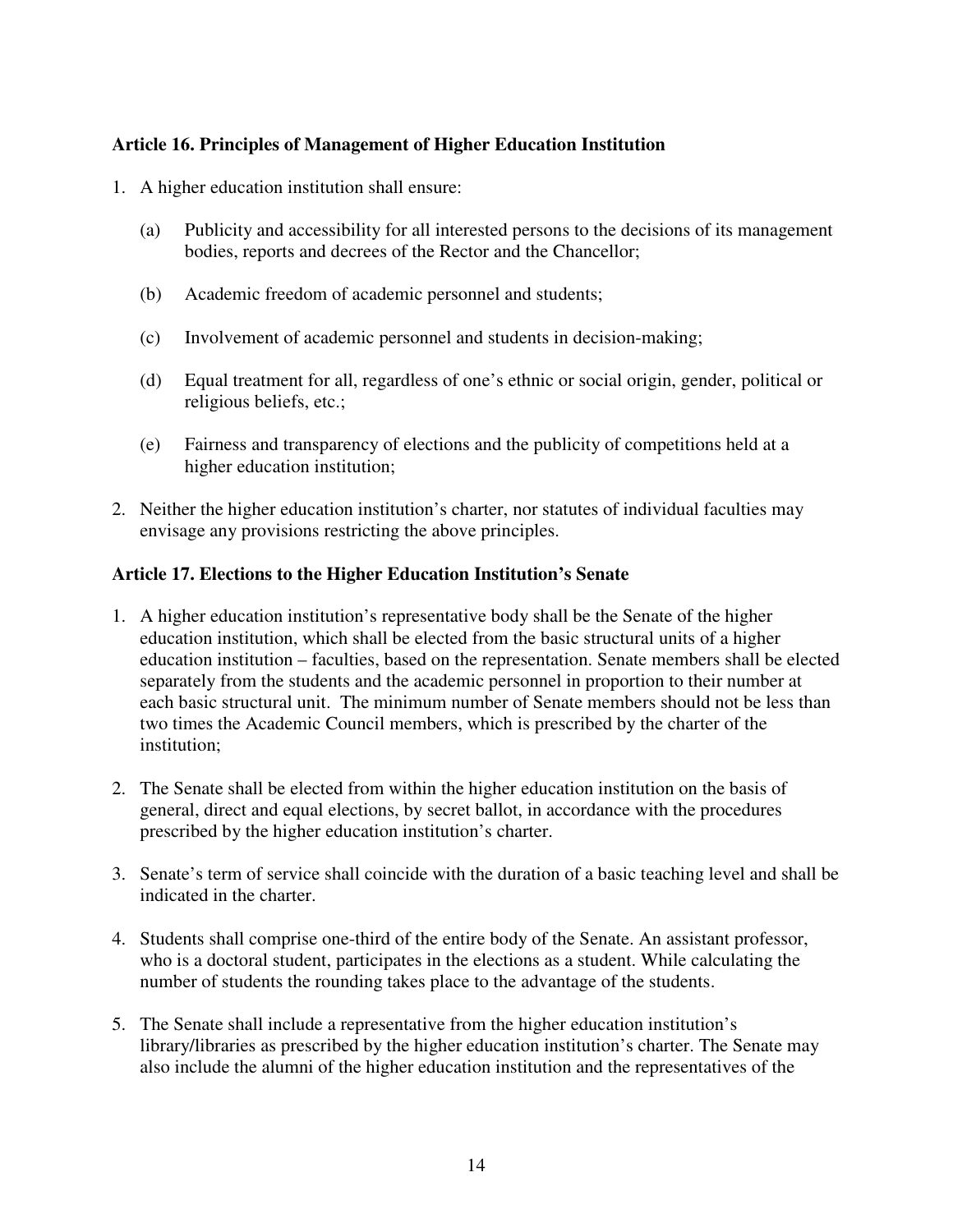**Article 16. Principles of Management of Higher Education Institution**

1. A higher education institution shall ensure:

   (a) Publicity and accessibility for all interested persons to the decisions of its management bodies, reports and decrees of the Rector and the Chancellor;

   (b) Academic freedom of academic personnel and students;

   (c) Involvement of academic personnel and students in decision-making;

   (d) Equal treatment for all, regardless of one's ethnic or social origin, gender, political or religious beliefs, etc.;

   (e) Fairness and transparency of elections and the publicity of competitions held at a higher education institution;

2. Neither the higher education institution's charter, nor statutes of individual faculties may envisage any provisions restricting the above principles.

**Article 17. Elections to the Higher Education Institution's Senate**

1. A higher education institution's representative body shall be the Senate of the higher education institution, which shall be elected from the basic structural units of a higher education institution – faculties, based on the representation. Senate members shall be elected separately from the students and the academic personnel in proportion to their number at each basic structural unit. The minimum number of Senate members should not be less than two times the Academic Council members, which is prescribed by the charter of the institution;

2. The Senate shall be elected from within the higher education institution on the basis of general, direct and equal elections, by secret ballot, in accordance with the procedures prescribed by the higher education institution's charter.

3. Senate's term of service shall coincide with the duration of a basic teaching level and shall be indicated in the charter.

4. Students shall comprise one-third of the entire body of the Senate. An assistant professor, who is a doctoral student, participates in the elections as a student. While calculating the number of students the rounding takes place to the advantage of the students.

5. The Senate shall include a representative from the higher education institution's library/libraries as prescribed by the higher education institution's charter. The Senate may also include the alumni of the higher education institution and the representatives of the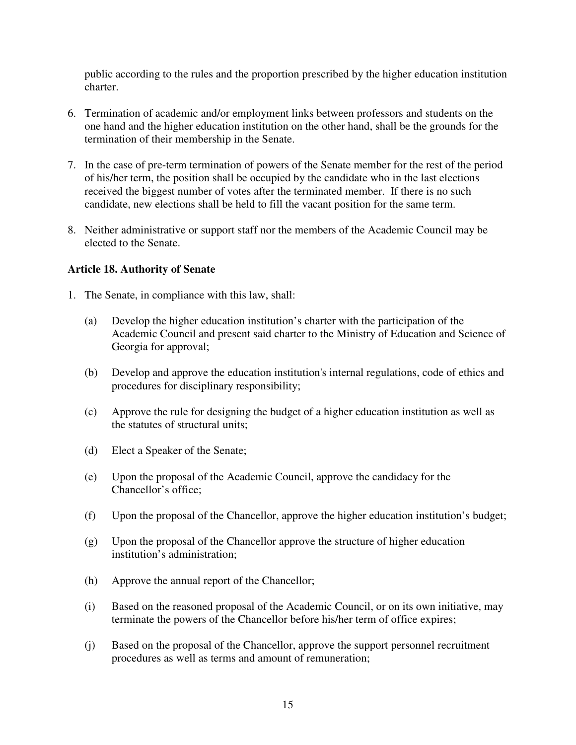public according to the rules and the proportion prescribed by the higher education institution charter.

6. Termination of academic and/or employment links between professors and students on the one hand and the higher education institution on the other hand, shall be the grounds for the termination of their membership in the Senate.

7. In the case of pre-term termination of powers of the Senate member for the rest of the period of his/her term, the position shall be occupied by the candidate who in the last elections received the biggest number of votes after the terminated member. If there is no such candidate, new elections shall be held to fill the vacant position for the same term.

8. Neither administrative or support staff nor the members of the Academic Council may be elected to the Senate.

**Article 18. Authority of Senate**

1. The Senate, in compliance with this law, shall:

   (a) Develop the higher education institution's charter with the participation of the Academic Council and present said charter to the Ministry of Education and Science of Georgia for approval;

   (b) Develop and approve the education institution's internal regulations, code of ethics and procedures for disciplinary responsibility;

   (c) Approve the rule for designing the budget of a higher education institution as well as the statutes of structural units;

   (d) Elect a Speaker of the Senate;

   (e) Upon the proposal of the Academic Council, approve the candidacy for the Chancellor's office;

   (f) Upon the proposal of the Chancellor, approve the higher education institution's budget;

   (g) Upon the proposal of the Chancellor approve the structure of higher education institution's administration;

   (h) Approve the annual report of the Chancellor;

   (i) Based on the reasoned proposal of the Academic Council, or on its own initiative, may terminate the powers of the Chancellor before his/her term of office expires;

   (j) Based on the proposal of the Chancellor, approve the support personnel recruitment procedures as well as terms and amount of remuneration;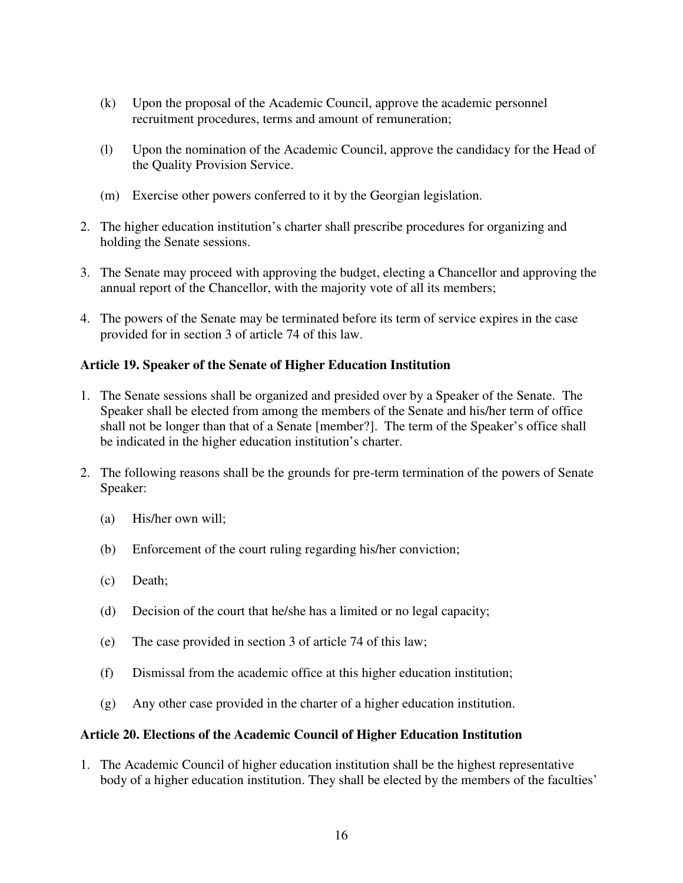(k) Upon the proposal of the Academic Council, approve the academic personnel recruitment procedures, terms and amount of remuneration;

(l) Upon the nomination of the Academic Council, approve the candidacy for the Head of the Quality Provision Service.

(m) Exercise other powers conferred to it by the Georgian legislation.

2. The higher education institution's charter shall prescribe procedures for organizing and holding the Senate sessions.

3. The Senate may proceed with approving the budget, electing a Chancellor and approving the annual report of the Chancellor, with the majority vote of all its members;

4. The powers of the Senate may be terminated before its term of service expires in the case provided for in section 3 of article 74 of this law.

**Article 19. Speaker of the Senate of Higher Education Institution**

1. The Senate sessions shall be organized and presided over by a Speaker of the Senate. The Speaker shall be elected from among the members of the Senate and his/her term of office shall not be longer than that of a Senate [member?]. The term of the Speaker's office shall be indicated in the higher education institution's charter.

2. The following reasons shall be the grounds for pre-term termination of the powers of Senate Speaker:

   (a) His/her own will;

   (b) Enforcement of the court ruling regarding his/her conviction;

   (c) Death;

   (d) Decision of the court that he/she has a limited or no legal capacity;

   (e) The case provided in section 3 of article 74 of this law;

   (f) Dismissal from the academic office at this higher education institution;

   (g) Any other case provided in the charter of a higher education institution.

**Article 20. Elections of the Academic Council of Higher Education Institution**

1. The Academic Council of higher education institution shall be the highest representative body of a higher education institution. They shall be elected by the members of the faculties'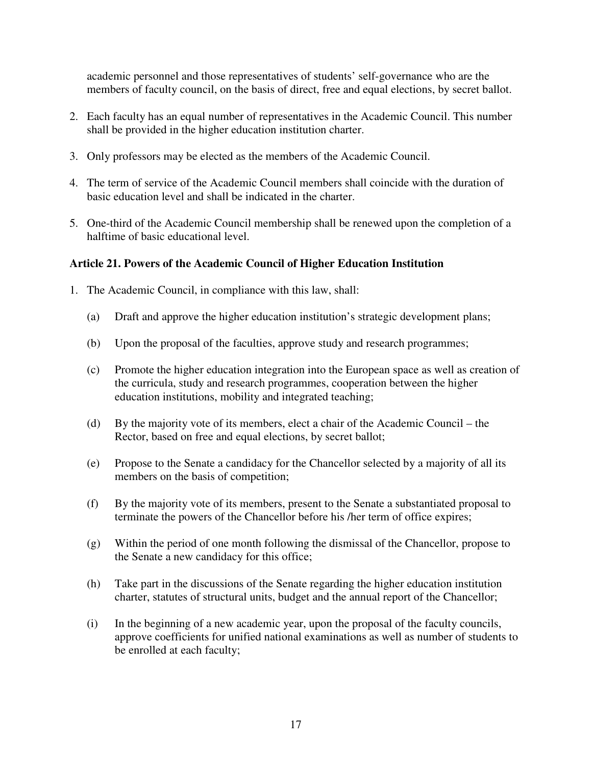academic personnel and those representatives of students' self-governance who are the members of faculty council, on the basis of direct, free and equal elections, by secret ballot.

2. Each faculty has an equal number of representatives in the Academic Council. This number shall be provided in the higher education institution charter.

3. Only professors may be elected as the members of the Academic Council.

4. The term of service of the Academic Council members shall coincide with the duration of basic education level and shall be indicated in the charter.

5. One-third of the Academic Council membership shall be renewed upon the completion of a halftime of basic educational level.

**Article 21. Powers of the Academic Council of Higher Education Institution**

1. The Academic Council, in compliance with this law, shall:

   (a) Draft and approve the higher education institution's strategic development plans;

   (b) Upon the proposal of the faculties, approve study and research programmes;

   (c) Promote the higher education integration into the European space as well as creation of the curricula, study and research programmes, cooperation between the higher education institutions, mobility and integrated teaching;

   (d) By the majority vote of its members, elect a chair of the Academic Council – the Rector, based on free and equal elections, by secret ballot;

   (e) Propose to the Senate a candidacy for the Chancellor selected by a majority of all its members on the basis of competition;

   (f) By the majority vote of its members, present to the Senate a substantiated proposal to terminate the powers of the Chancellor before his /her term of office expires;

   (g) Within the period of one month following the dismissal of the Chancellor, propose to the Senate a new candidacy for this office;

   (h) Take part in the discussions of the Senate regarding the higher education institution charter, statutes of structural units, budget and the annual report of the Chancellor;

   (i) In the beginning of a new academic year, upon the proposal of the faculty councils, approve coefficients for unified national examinations as well as number of students to be enrolled at each faculty;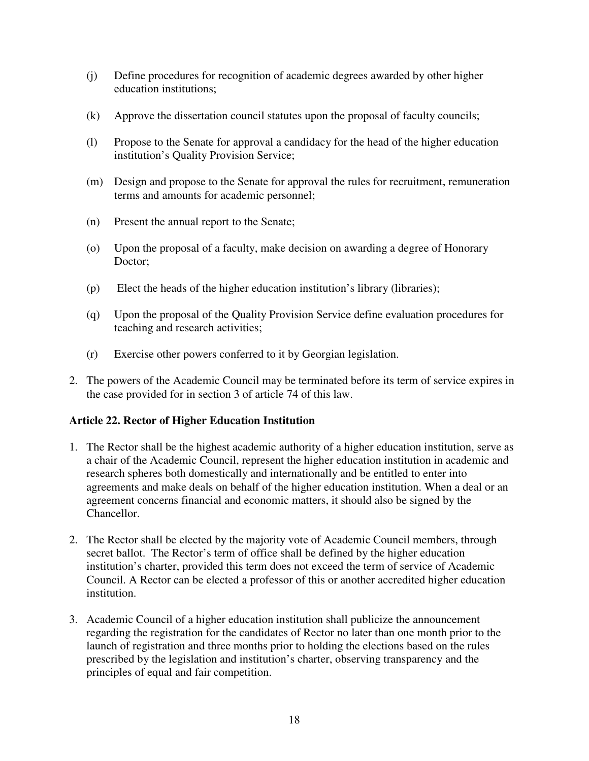(j) Define procedures for recognition of academic degrees awarded by other higher education institutions;

(k) Approve the dissertation council statutes upon the proposal of faculty councils;

(l) Propose to the Senate for approval a candidacy for the head of the higher education institution's Quality Provision Service;

(m) Design and propose to the Senate for approval the rules for recruitment, remuneration terms and amounts for academic personnel;

(n) Present the annual report to the Senate;

(o) Upon the proposal of a faculty, make decision on awarding a degree of Honorary Doctor;

(p) Elect the heads of the higher education institution's library (libraries);

(q) Upon the proposal of the Quality Provision Service define evaluation procedures for teaching and research activities;

(r) Exercise other powers conferred to it by Georgian legislation.

2. The powers of the Academic Council may be terminated before its term of service expires in the case provided for in section 3 of article 74 of this law.

**Article 22. Rector of Higher Education Institution**

1. The Rector shall be the highest academic authority of a higher education institution, serve as a chair of the Academic Council, represent the higher education institution in academic and research spheres both domestically and internationally and be entitled to enter into agreements and make deals on behalf of the higher education institution. When a deal or an agreement concerns financial and economic matters, it should also be signed by the Chancellor.

2. The Rector shall be elected by the majority vote of Academic Council members, through secret ballot. The Rector's term of office shall be defined by the higher education institution's charter, provided this term does not exceed the term of service of Academic Council. A Rector can be elected a professor of this or another accredited higher education institution.

3. Academic Council of a higher education institution shall publicize the announcement regarding the registration for the candidates of Rector no later than one month prior to the launch of registration and three months prior to holding the elections based on the rules prescribed by the legislation and institution's charter, observing transparency and the principles of equal and fair competition.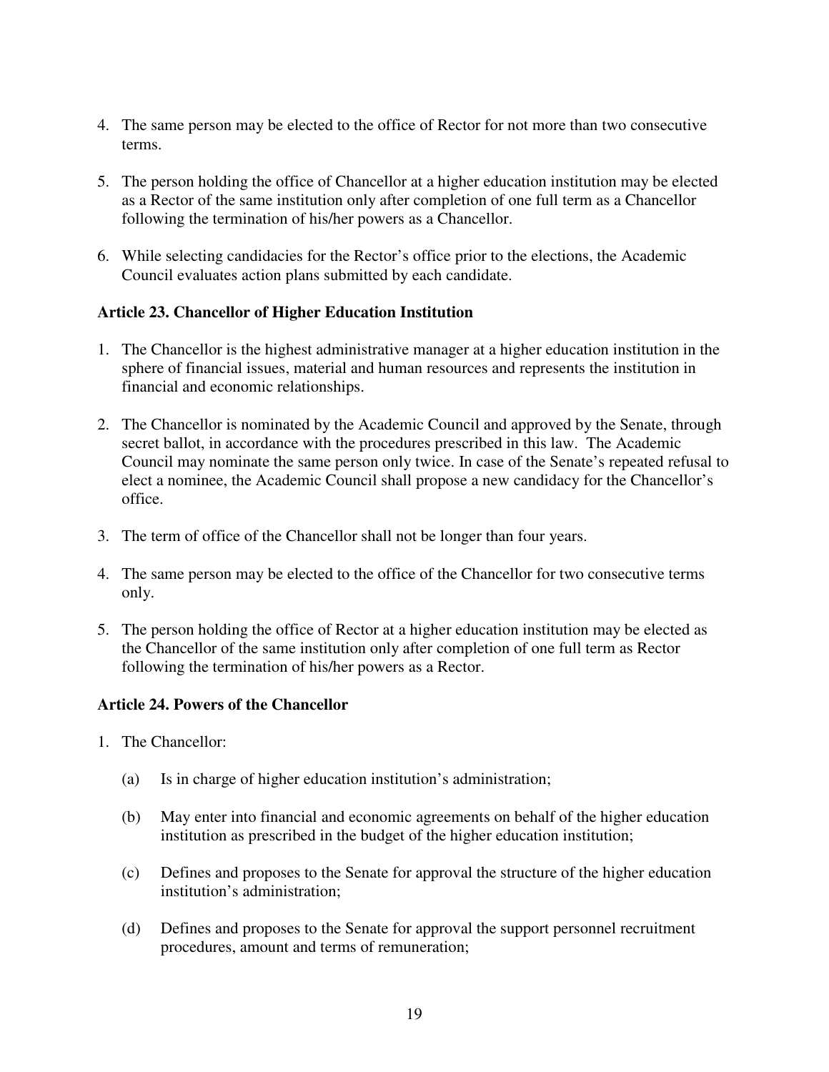4. The same person may be elected to the office of Rector for not more than two consecutive terms.

5. The person holding the office of Chancellor at a higher education institution may be elected as a Rector of the same institution only after completion of one full term as a Chancellor following the termination of his/her powers as a Chancellor.

6. While selecting candidacies for the Rector's office prior to the elections, the Academic Council evaluates action plans submitted by each candidate.

### Article 23. Chancellor of Higher Education Institution

1. The Chancellor is the highest administrative manager at a higher education institution in the sphere of financial issues, material and human resources and represents the institution in financial and economic relationships.

2. The Chancellor is nominated by the Academic Council and approved by the Senate, through secret ballot, in accordance with the procedures prescribed in this law. The Academic Council may nominate the same person only twice. In case of the Senate's repeated refusal to elect a nominee, the Academic Council shall propose a new candidacy for the Chancellor's office.

3. The term of office of the Chancellor shall not be longer than four years.

4. The same person may be elected to the office of the Chancellor for two consecutive terms only.

5. The person holding the office of Rector at a higher education institution may be elected as the Chancellor of the same institution only after completion of one full term as Rector following the termination of his/her powers as a Rector.

### Article 24. Powers of the Chancellor

1. The Chancellor:

   (a) Is in charge of higher education institution's administration;

   (b) May enter into financial and economic agreements on behalf of the higher education institution as prescribed in the budget of the higher education institution;

   (c) Defines and proposes to the Senate for approval the structure of the higher education institution's administration;

   (d) Defines and proposes to the Senate for approval the support personnel recruitment procedures, amount and terms of remuneration;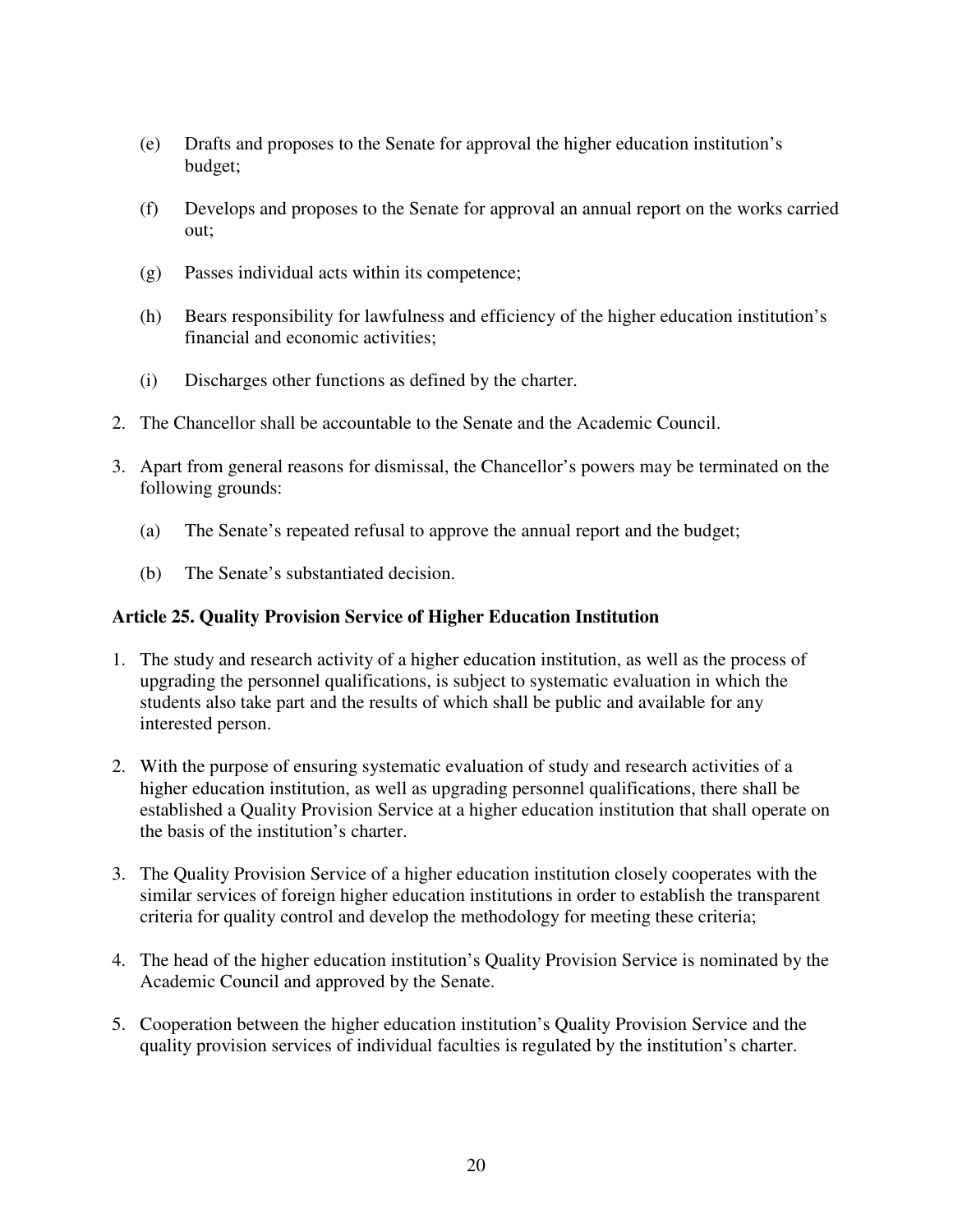(e) Drafts and proposes to the Senate for approval the higher education institution's budget;

(f) Develops and proposes to the Senate for approval an annual report on the works carried out;

(g) Passes individual acts within its competence;

(h) Bears responsibility for lawfulness and efficiency of the higher education institution's financial and economic activities;

(i) Discharges other functions as defined by the charter.

2. The Chancellor shall be accountable to the Senate and the Academic Council.

3. Apart from general reasons for dismissal, the Chancellor's powers may be terminated on the following grounds:

   (a) The Senate's repeated refusal to approve the annual report and the budget;

   (b) The Senate's substantiated decision.

**Article 25. Quality Provision Service of Higher Education Institution**

1. The study and research activity of a higher education institution, as well as the process of upgrading the personnel qualifications, is subject to systematic evaluation in which the students also take part and the results of which shall be public and available for any interested person.

2. With the purpose of ensuring systematic evaluation of study and research activities of a higher education institution, as well as upgrading personnel qualifications, there shall be established a Quality Provision Service at a higher education institution that shall operate on the basis of the institution's charter.

3. The Quality Provision Service of a higher education institution closely cooperates with the similar services of foreign higher education institutions in order to establish the transparent criteria for quality control and develop the methodology for meeting these criteria;

4. The head of the higher education institution's Quality Provision Service is nominated by the Academic Council and approved by the Senate.

5. Cooperation between the higher education institution's Quality Provision Service and the quality provision services of individual faculties is regulated by the institution's charter.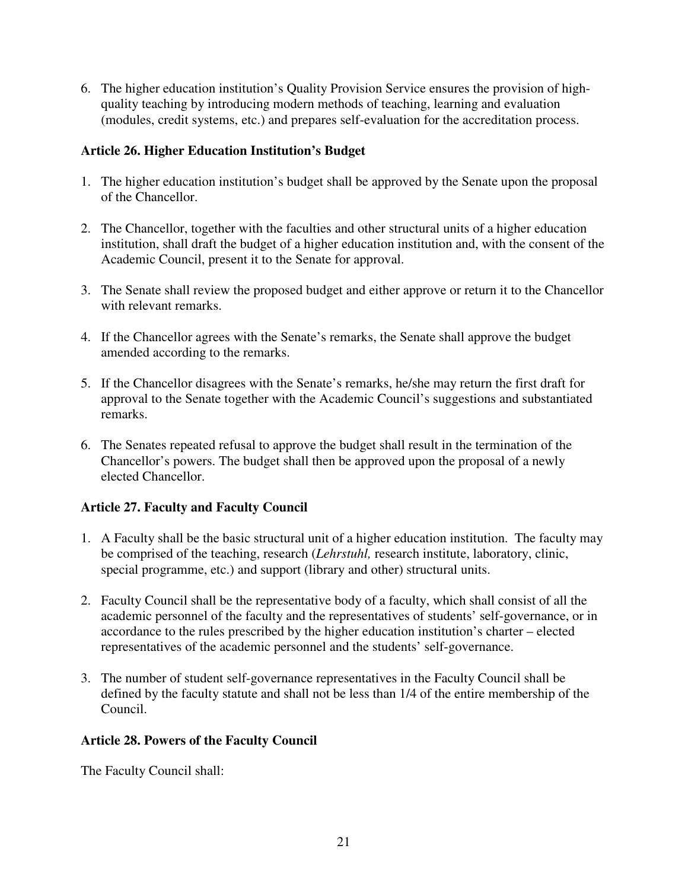6. The higher education institution's Quality Provision Service ensures the provision of high-quality teaching by introducing modern methods of teaching, learning and evaluation (modules, credit systems, etc.) and prepares self-evaluation for the accreditation process.

### Article 26. Higher Education Institution's Budget

1. The higher education institution's budget shall be approved by the Senate upon the proposal of the Chancellor.

2. The Chancellor, together with the faculties and other structural units of a higher education institution, shall draft the budget of a higher education institution and, with the consent of the Academic Council, present it to the Senate for approval.

3. The Senate shall review the proposed budget and either approve or return it to the Chancellor with relevant remarks.

4. If the Chancellor agrees with the Senate's remarks, the Senate shall approve the budget amended according to the remarks.

5. If the Chancellor disagrees with the Senate's remarks, he/she may return the first draft for approval to the Senate together with the Academic Council's suggestions and substantiated remarks.

6. The Senates repeated refusal to approve the budget shall result in the termination of the Chancellor's powers. The budget shall then be approved upon the proposal of a newly elected Chancellor.

### Article 27. Faculty and Faculty Council

1. A Faculty shall be the basic structural unit of a higher education institution. The faculty may be comprised of the teaching, research (*Lehrstuhl,* research institute, laboratory, clinic, special programme, etc.) and support (library and other) structural units.

2. Faculty Council shall be the representative body of a faculty, which shall consist of all the academic personnel of the faculty and the representatives of students' self-governance, or in accordance to the rules prescribed by the higher education institution's charter – elected representatives of the academic personnel and the students' self-governance.

3. The number of student self-governance representatives in the Faculty Council shall be defined by the faculty statute and shall not be less than 1/4 of the entire membership of the Council.

### Article 28. Powers of the Faculty Council

The Faculty Council shall: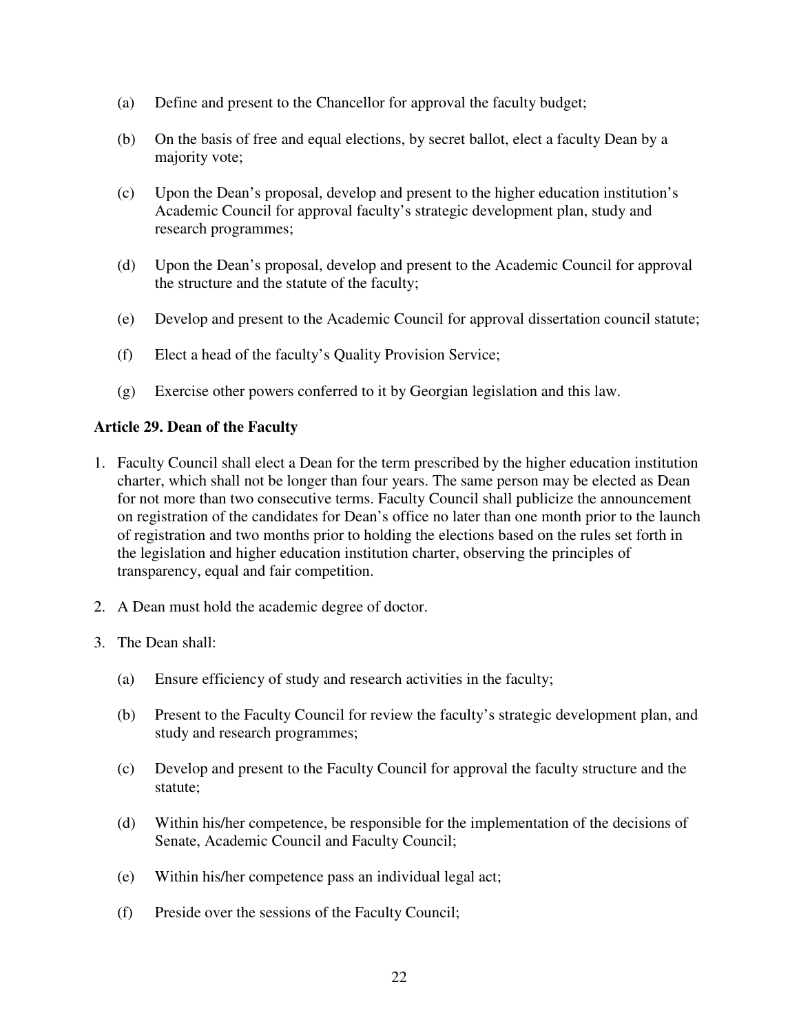(a) Define and present to the Chancellor for approval the faculty budget;

(b) On the basis of free and equal elections, by secret ballot, elect a faculty Dean by a majority vote;

(c) Upon the Dean's proposal, develop and present to the higher education institution's Academic Council for approval faculty's strategic development plan, study and research programmes;

(d) Upon the Dean's proposal, develop and present to the Academic Council for approval the structure and the statute of the faculty;

(e) Develop and present to the Academic Council for approval dissertation council statute;

(f) Elect a head of the faculty's Quality Provision Service;

(g) Exercise other powers conferred to it by Georgian legislation and this law.

**Article 29. Dean of the Faculty**

1. Faculty Council shall elect a Dean for the term prescribed by the higher education institution charter, which shall not be longer than four years. The same person may be elected as Dean for not more than two consecutive terms. Faculty Council shall publicize the announcement on registration of the candidates for Dean's office no later than one month prior to the launch of registration and two months prior to holding the elections based on the rules set forth in the legislation and higher education institution charter, observing the principles of transparency, equal and fair competition.

2. A Dean must hold the academic degree of doctor.

3. The Dean shall:

   (a) Ensure efficiency of study and research activities in the faculty;

   (b) Present to the Faculty Council for review the faculty's strategic development plan, and study and research programmes;

   (c) Develop and present to the Faculty Council for approval the faculty structure and the statute;

   (d) Within his/her competence, be responsible for the implementation of the decisions of Senate, Academic Council and Faculty Council;

   (e) Within his/her competence pass an individual legal act;

   (f) Preside over the sessions of the Faculty Council;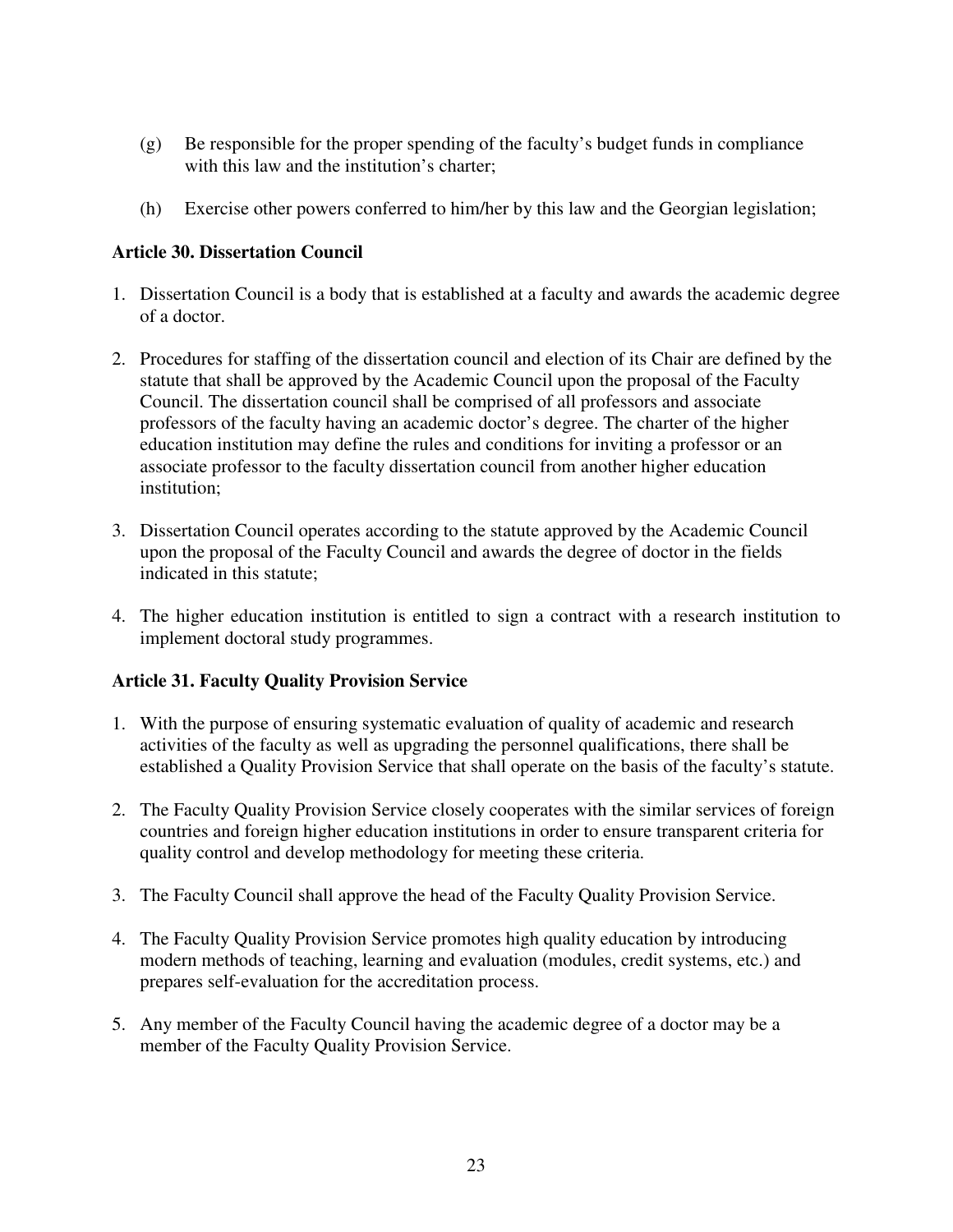(g) Be responsible for the proper spending of the faculty's budget funds in compliance with this law and the institution's charter;

(h) Exercise other powers conferred to him/her by this law and the Georgian legislation;

**Article 30. Dissertation Council**

1. Dissertation Council is a body that is established at a faculty and awards the academic degree of a doctor.

2. Procedures for staffing of the dissertation council and election of its Chair are defined by the statute that shall be approved by the Academic Council upon the proposal of the Faculty Council. The dissertation council shall be comprised of all professors and associate professors of the faculty having an academic doctor's degree. The charter of the higher education institution may define the rules and conditions for inviting a professor or an associate professor to the faculty dissertation council from another higher education institution;

3. Dissertation Council operates according to the statute approved by the Academic Council upon the proposal of the Faculty Council and awards the degree of doctor in the fields indicated in this statute;

4. The higher education institution is entitled to sign a contract with a research institution to implement doctoral study programmes.

**Article 31. Faculty Quality Provision Service**

1. With the purpose of ensuring systematic evaluation of quality of academic and research activities of the faculty as well as upgrading the personnel qualifications, there shall be established a Quality Provision Service that shall operate on the basis of the faculty's statute.

2. The Faculty Quality Provision Service closely cooperates with the similar services of foreign countries and foreign higher education institutions in order to ensure transparent criteria for quality control and develop methodology for meeting these criteria.

3. The Faculty Council shall approve the head of the Faculty Quality Provision Service.

4. The Faculty Quality Provision Service promotes high quality education by introducing modern methods of teaching, learning and evaluation (modules, credit systems, etc.) and prepares self-evaluation for the accreditation process.

5. Any member of the Faculty Council having the academic degree of a doctor may be a member of the Faculty Quality Provision Service.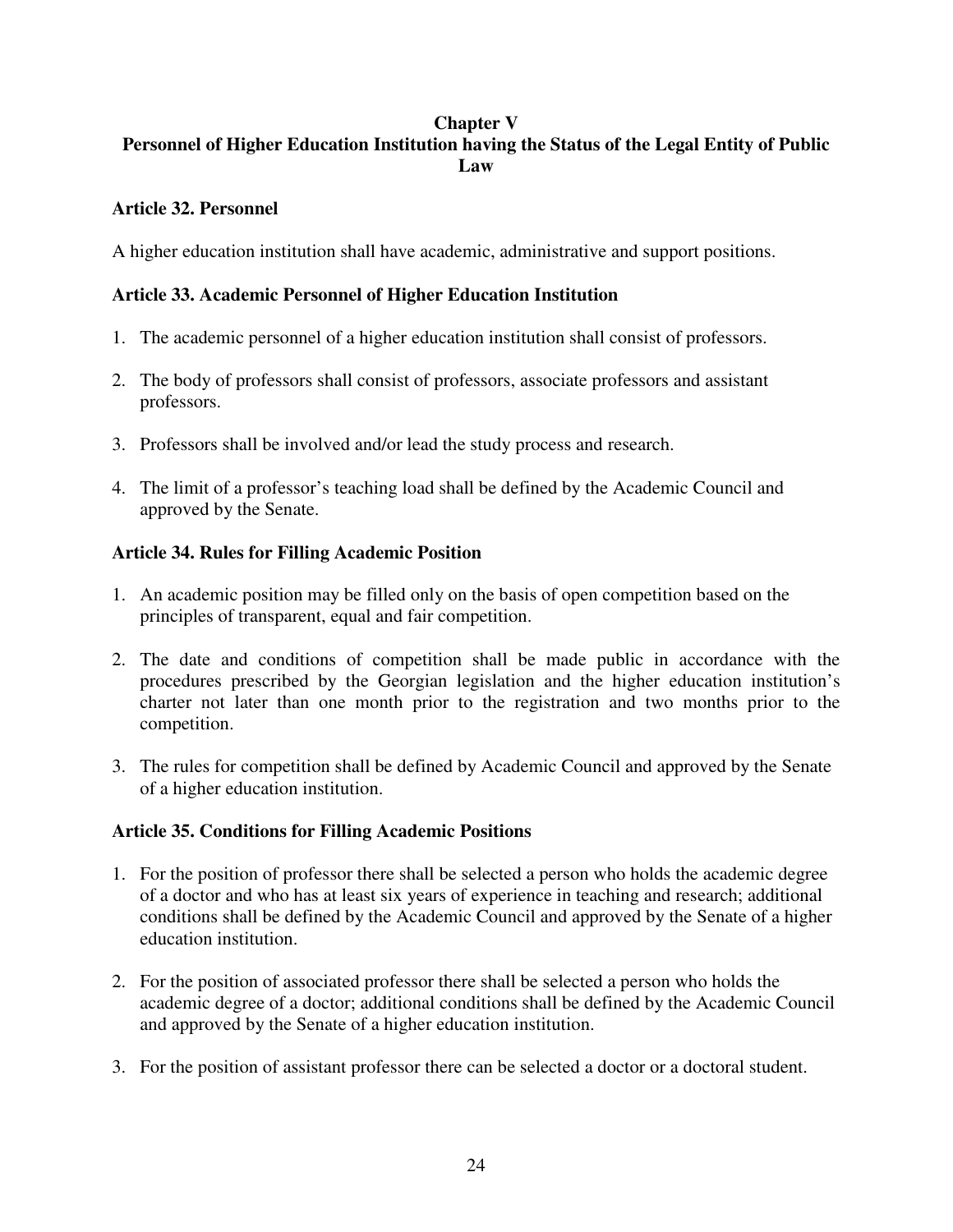## Chapter V
## Personnel of Higher Education Institution having the Status of the Legal Entity of Public Law

### Article 32. Personnel

A higher education institution shall have academic, administrative and support positions.

### Article 33. Academic Personnel of Higher Education Institution

1. The academic personnel of a higher education institution shall consist of professors.
2. The body of professors shall consist of professors, associate professors and assistant professors.
3. Professors shall be involved and/or lead the study process and research.
4. The limit of a professor's teaching load shall be defined by the Academic Council and approved by the Senate.

### Article 34. Rules for Filling Academic Position

1. An academic position may be filled only on the basis of open competition based on the principles of transparent, equal and fair competition.
2. The date and conditions of competition shall be made public in accordance with the procedures prescribed by the Georgian legislation and the higher education institution's charter not later than one month prior to the registration and two months prior to the competition.
3. The rules for competition shall be defined by Academic Council and approved by the Senate of a higher education institution.

### Article 35. Conditions for Filling Academic Positions

1. For the position of professor there shall be selected a person who holds the academic degree of a doctor and who has at least six years of experience in teaching and research; additional conditions shall be defined by the Academic Council and approved by the Senate of a higher education institution.
2. For the position of associated professor there shall be selected a person who holds the academic degree of a doctor; additional conditions shall be defined by the Academic Council and approved by the Senate of a higher education institution.
3. For the position of assistant professor there can be selected a doctor or a doctoral student.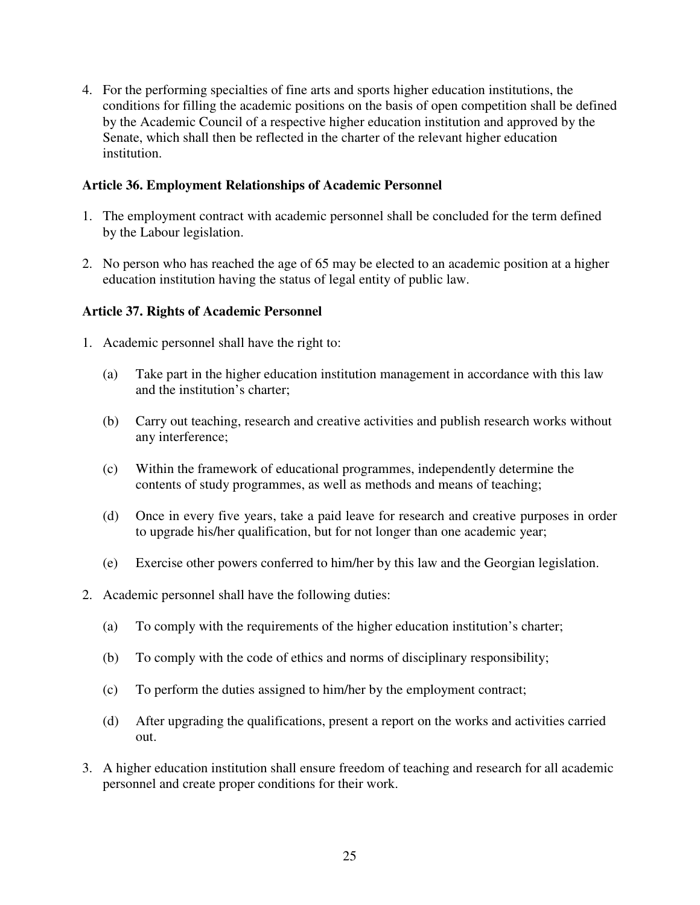4. For the performing specialties of fine arts and sports higher education institutions, the conditions for filling the academic positions on the basis of open competition shall be defined by the Academic Council of a respective higher education institution and approved by the Senate, which shall then be reflected in the charter of the relevant higher education institution.

**Article 36. Employment Relationships of Academic Personnel**

1. The employment contract with academic personnel shall be concluded for the term defined by the Labour legislation.

2. No person who has reached the age of 65 may be elected to an academic position at a higher education institution having the status of legal entity of public law.

**Article 37. Rights of Academic Personnel**

1. Academic personnel shall have the right to:

   (a) Take part in the higher education institution management in accordance with this law and the institution's charter;

   (b) Carry out teaching, research and creative activities and publish research works without any interference;

   (c) Within the framework of educational programmes, independently determine the contents of study programmes, as well as methods and means of teaching;

   (d) Once in every five years, take a paid leave for research and creative purposes in order to upgrade his/her qualification, but for not longer than one academic year;

   (e) Exercise other powers conferred to him/her by this law and the Georgian legislation.

2. Academic personnel shall have the following duties:

   (a) To comply with the requirements of the higher education institution's charter;

   (b) To comply with the code of ethics and norms of disciplinary responsibility;

   (c) To perform the duties assigned to him/her by the employment contract;

   (d) After upgrading the qualifications, present a report on the works and activities carried out.

3. A higher education institution shall ensure freedom of teaching and research for all academic personnel and create proper conditions for their work.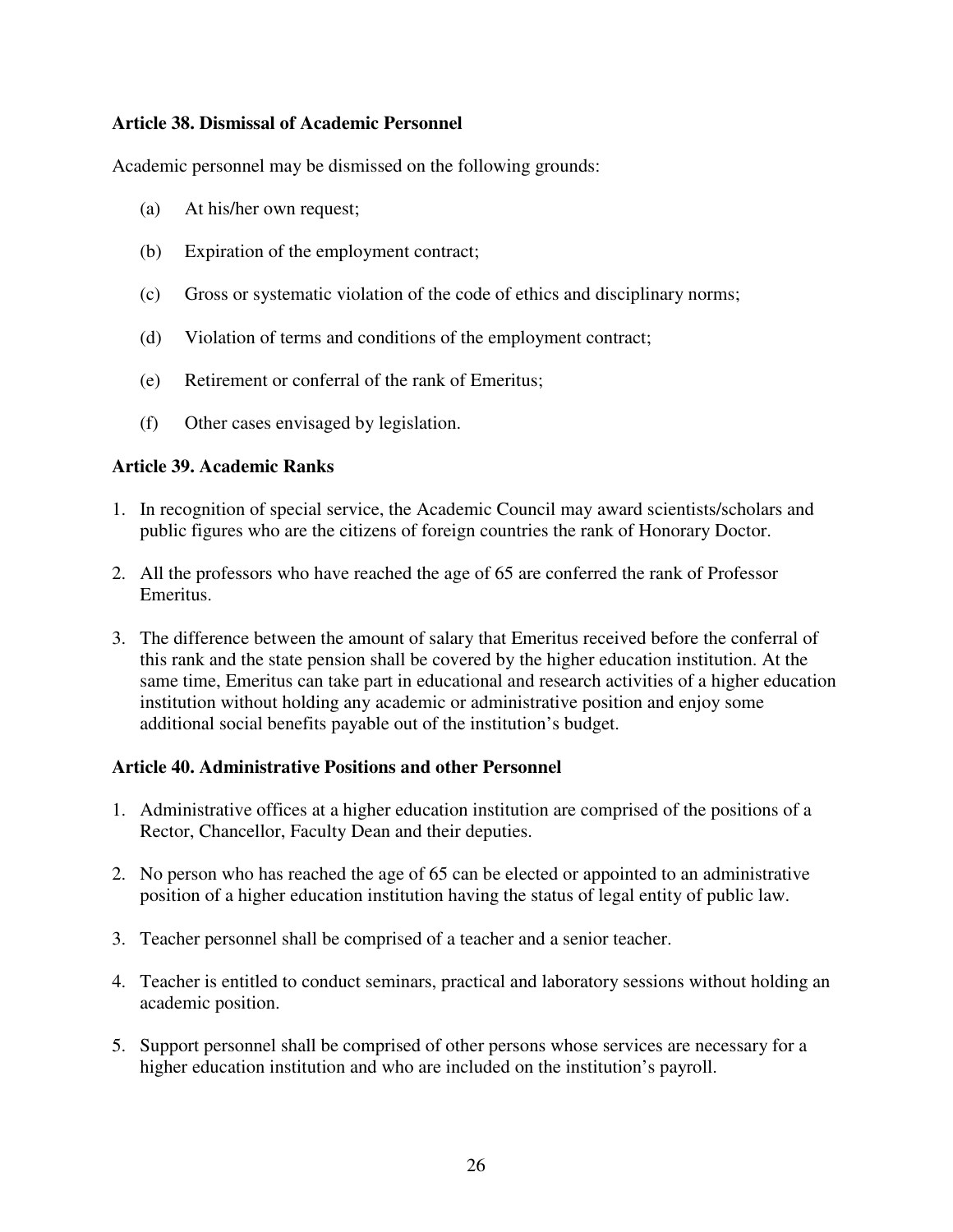**Article 38. Dismissal of Academic Personnel**

Academic personnel may be dismissed on the following grounds:

(a) At his/her own request;

(b) Expiration of the employment contract;

(c) Gross or systematic violation of the code of ethics and disciplinary norms;

(d) Violation of terms and conditions of the employment contract;

(e) Retirement or conferral of the rank of Emeritus;

(f) Other cases envisaged by legislation.

**Article 39. Academic Ranks**

1. In recognition of special service, the Academic Council may award scientists/scholars and public figures who are the citizens of foreign countries the rank of Honorary Doctor.

2. All the professors who have reached the age of 65 are conferred the rank of Professor Emeritus.

3. The difference between the amount of salary that Emeritus received before the conferral of this rank and the state pension shall be covered by the higher education institution. At the same time, Emeritus can take part in educational and research activities of a higher education institution without holding any academic or administrative position and enjoy some additional social benefits payable out of the institution's budget.

**Article 40. Administrative Positions and other Personnel**

1. Administrative offices at a higher education institution are comprised of the positions of a Rector, Chancellor, Faculty Dean and their deputies.

2. No person who has reached the age of 65 can be elected or appointed to an administrative position of a higher education institution having the status of legal entity of public law.

3. Teacher personnel shall be comprised of a teacher and a senior teacher.

4. Teacher is entitled to conduct seminars, practical and laboratory sessions without holding an academic position.

5. Support personnel shall be comprised of other persons whose services are necessary for a higher education institution and who are included on the institution's payroll.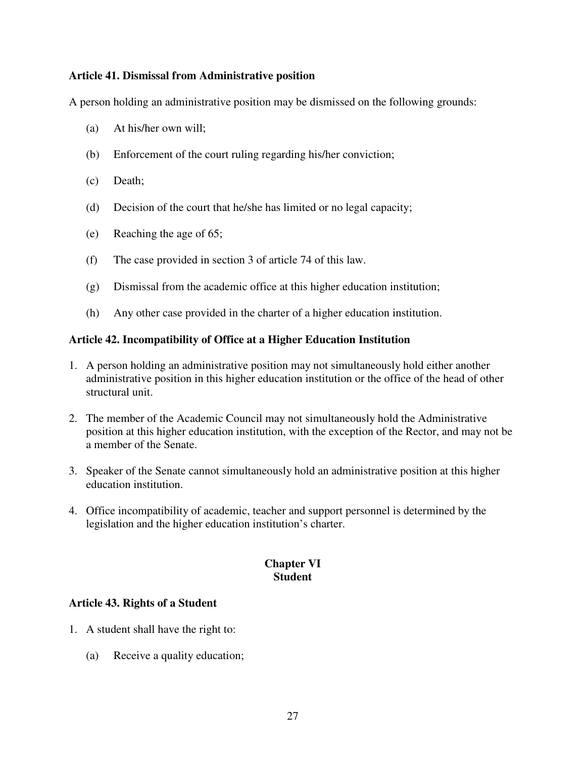### Article 41. Dismissal from Administrative position

A person holding an administrative position may be dismissed on the following grounds:

(a) At his/her own will;

(b) Enforcement of the court ruling regarding his/her conviction;

(c) Death;

(d) Decision of the court that he/she has limited or no legal capacity;

(e) Reaching the age of 65;

(f) The case provided in section 3 of article 74 of this law.

(g) Dismissal from the academic office at this higher education institution;

(h) Any other case provided in the charter of a higher education institution.

### Article 42. Incompatibility of Office at a Higher Education Institution

1. A person holding an administrative position may not simultaneously hold either another administrative position in this higher education institution or the office of the head of other structural unit.
2. The member of the Academic Council may not simultaneously hold the Administrative position at this higher education institution, with the exception of the Rector, and may not be a member of the Senate.
3. Speaker of the Senate cannot simultaneously hold an administrative position at this higher education institution.
4. Office incompatibility of academic, teacher and support personnel is determined by the legislation and the higher education institution's charter.

## Chapter VI
## Student

### Article 43. Rights of a Student

1. A student shall have the right to:

    (a) Receive a quality education;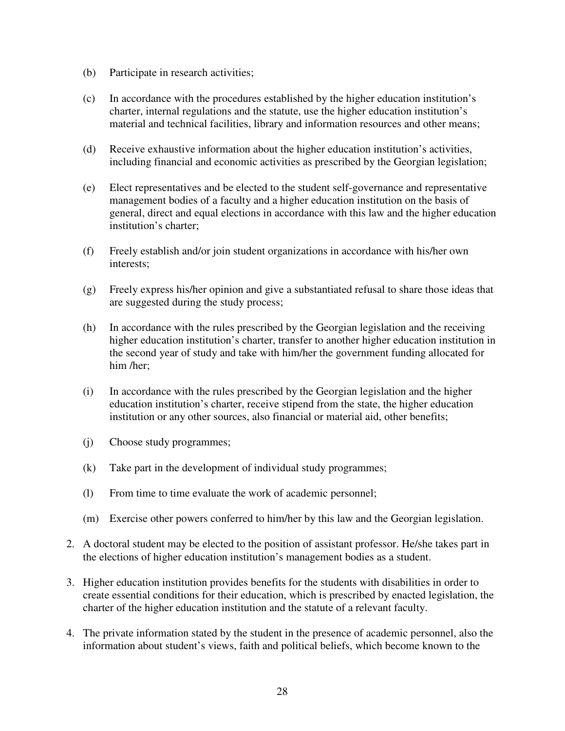(b) Participate in research activities;

(c) In accordance with the procedures established by the higher education institution's charter, internal regulations and the statute, use the higher education institution's material and technical facilities, library and information resources and other means;

(d) Receive exhaustive information about the higher education institution's activities, including financial and economic activities as prescribed by the Georgian legislation;

(e) Elect representatives and be elected to the student self-governance and representative management bodies of a faculty and a higher education institution on the basis of general, direct and equal elections in accordance with this law and the higher education institution's charter;

(f) Freely establish and/or join student organizations in accordance with his/her own interests;

(g) Freely express his/her opinion and give a substantiated refusal to share those ideas that are suggested during the study process;

(h) In accordance with the rules prescribed by the Georgian legislation and the receiving higher education institution's charter, transfer to another higher education institution in the second year of study and take with him/her the government funding allocated for him /her;

(i) In accordance with the rules prescribed by the Georgian legislation and the higher education institution's charter, receive stipend from the state, the higher education institution or any other sources, also financial or material aid, other benefits;

(j) Choose study programmes;

(k) Take part in the development of individual study programmes;

(l) From time to time evaluate the work of academic personnel;

(m) Exercise other powers conferred to him/her by this law and the Georgian legislation.

2. A doctoral student may be elected to the position of assistant professor. He/she takes part in the elections of higher education institution's management bodies as a student.

3. Higher education institution provides benefits for the students with disabilities in order to create essential conditions for their education, which is prescribed by enacted legislation, the charter of the higher education institution and the statute of a relevant faculty.

4. The private information stated by the student in the presence of academic personnel, also the information about student's views, faith and political beliefs, which become known to the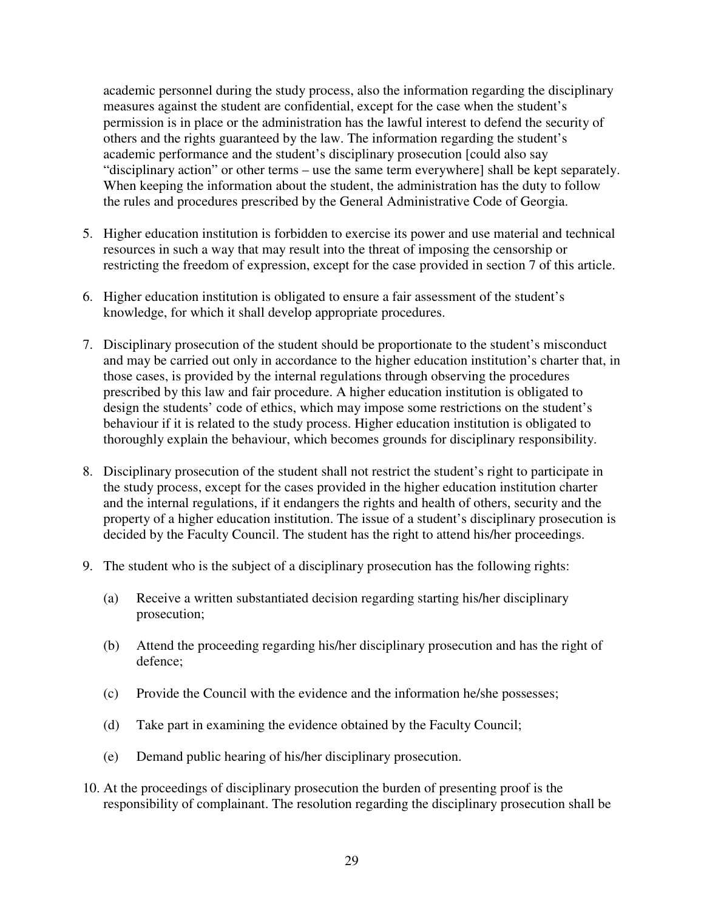academic personnel during the study process, also the information regarding the disciplinary measures against the student are confidential, except for the case when the student's permission is in place or the administration has the lawful interest to defend the security of others and the rights guaranteed by the law. The information regarding the student's academic performance and the student's disciplinary prosecution [could also say "disciplinary action" or other terms – use the same term everywhere] shall be kept separately. When keeping the information about the student, the administration has the duty to follow the rules and procedures prescribed by the General Administrative Code of Georgia.

5. Higher education institution is forbidden to exercise its power and use material and technical resources in such a way that may result into the threat of imposing the censorship or restricting the freedom of expression, except for the case provided in section 7 of this article.

6. Higher education institution is obligated to ensure a fair assessment of the student's knowledge, for which it shall develop appropriate procedures.

7. Disciplinary prosecution of the student should be proportionate to the student's misconduct and may be carried out only in accordance to the higher education institution's charter that, in those cases, is provided by the internal regulations through observing the procedures prescribed by this law and fair procedure. A higher education institution is obligated to design the students' code of ethics, which may impose some restrictions on the student's behaviour if it is related to the study process. Higher education institution is obligated to thoroughly explain the behaviour, which becomes grounds for disciplinary responsibility.

8. Disciplinary prosecution of the student shall not restrict the student's right to participate in the study process, except for the cases provided in the higher education institution charter and the internal regulations, if it endangers the rights and health of others, security and the property of a higher education institution. The issue of a student's disciplinary prosecution is decided by the Faculty Council. The student has the right to attend his/her proceedings.

9. The student who is the subject of a disciplinary prosecution has the following rights:

   (a) Receive a written substantiated decision regarding starting his/her disciplinary prosecution;

   (b) Attend the proceeding regarding his/her disciplinary prosecution and has the right of defence;

   (c) Provide the Council with the evidence and the information he/she possesses;

   (d) Take part in examining the evidence obtained by the Faculty Council;

   (e) Demand public hearing of his/her disciplinary prosecution.

10. At the proceedings of disciplinary prosecution the burden of presenting proof is the responsibility of complainant. The resolution regarding the disciplinary prosecution shall be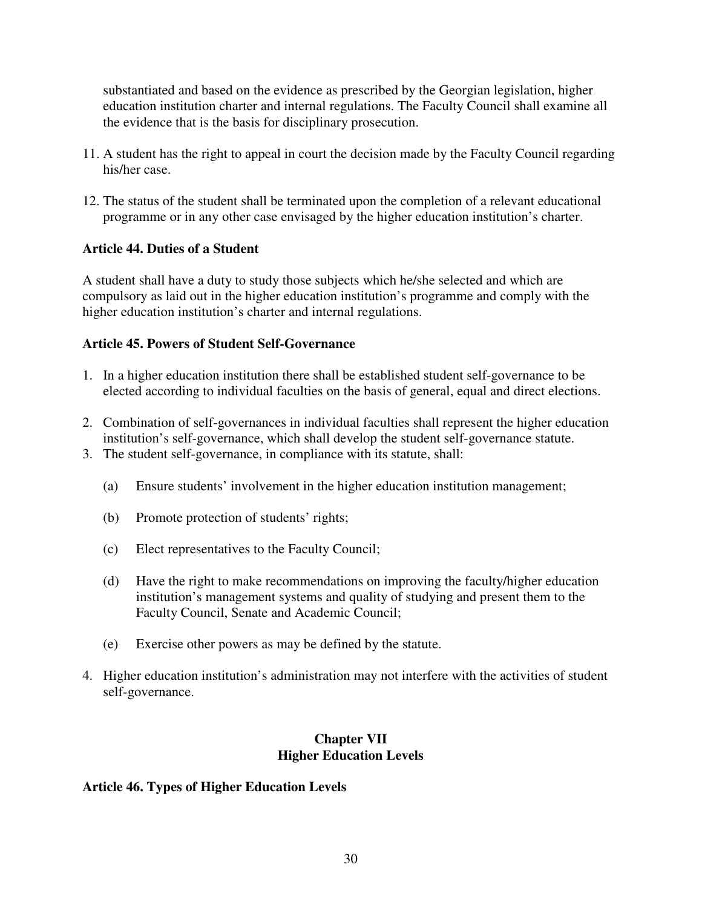substantiated and based on the evidence as prescribed by the Georgian legislation, higher education institution charter and internal regulations. The Faculty Council shall examine all the evidence that is the basis for disciplinary prosecution.

11. A student has the right to appeal in court the decision made by the Faculty Council regarding his/her case.

12. The status of the student shall be terminated upon the completion of a relevant educational programme or in any other case envisaged by the higher education institution's charter.

**Article 44. Duties of a Student**

A student shall have a duty to study those subjects which he/she selected and which are compulsory as laid out in the higher education institution's programme and comply with the higher education institution's charter and internal regulations.

**Article 45. Powers of Student Self-Governance**

1. In a higher education institution there shall be established student self-governance to be elected according to individual faculties on the basis of general, equal and direct elections.

2. Combination of self-governances in individual faculties shall represent the higher education institution's self-governance, which shall develop the student self-governance statute.
3. The student self-governance, in compliance with its statute, shall:

   (a) Ensure students' involvement in the higher education institution management;

   (b) Promote protection of students' rights;

   (c) Elect representatives to the Faculty Council;

   (d) Have the right to make recommendations on improving the faculty/higher education institution's management systems and quality of studying and present them to the Faculty Council, Senate and Academic Council;

   (e) Exercise other powers as may be defined by the statute.

4. Higher education institution's administration may not interfere with the activities of student self-governance.

## Chapter VII
## Higher Education Levels

**Article 46. Types of Higher Education Levels**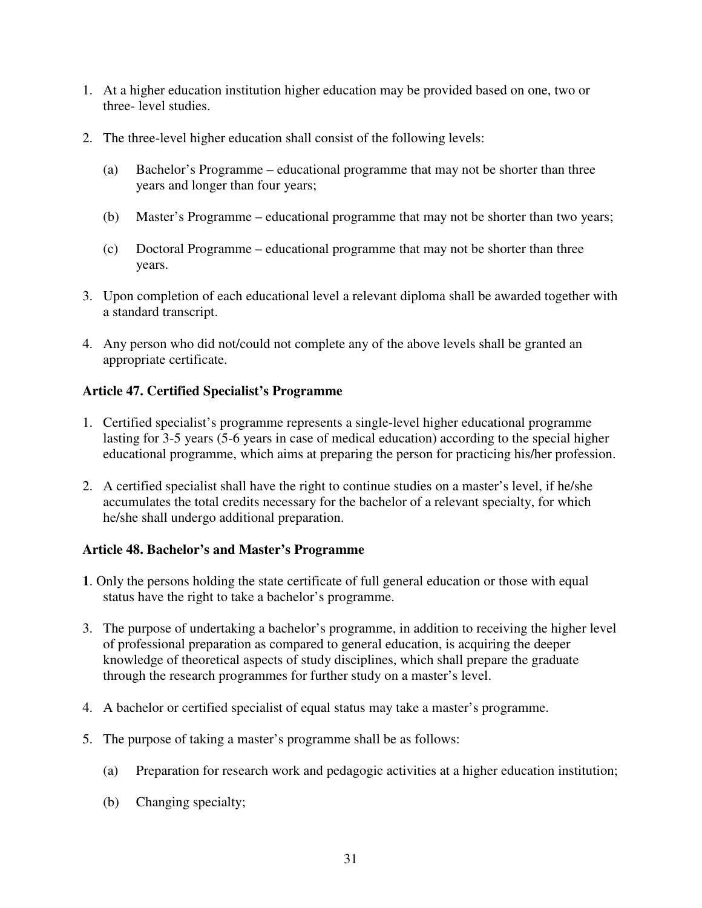1. At a higher education institution higher education may be provided based on one, two or three- level studies.

2. The three-level higher education shall consist of the following levels:

   (a) Bachelor's Programme – educational programme that may not be shorter than three years and longer than four years;

   (b) Master's Programme – educational programme that may not be shorter than two years;

   (c) Doctoral Programme – educational programme that may not be shorter than three years.

3. Upon completion of each educational level a relevant diploma shall be awarded together with a standard transcript.

4. Any person who did not/could not complete any of the above levels shall be granted an appropriate certificate.

### Article 47. Certified Specialist's Programme

1. Certified specialist's programme represents a single-level higher educational programme lasting for 3-5 years (5-6 years in case of medical education) according to the special higher educational programme, which aims at preparing the person for practicing his/her profession.

2. A certified specialist shall have the right to continue studies on a master's level, if he/she accumulates the total credits necessary for the bachelor of a relevant specialty, for which he/she shall undergo additional preparation.

### Article 48. Bachelor's and Master's Programme

**1**. Only the persons holding the state certificate of full general education or those with equal status have the right to take a bachelor's programme.

3. The purpose of undertaking a bachelor's programme, in addition to receiving the higher level of professional preparation as compared to general education, is acquiring the deeper knowledge of theoretical aspects of study disciplines, which shall prepare the graduate through the research programmes for further study on a master's level.

4. A bachelor or certified specialist of equal status may take a master's programme.

5. The purpose of taking a master's programme shall be as follows:

   (a) Preparation for research work and pedagogic activities at a higher education institution;

   (b) Changing specialty;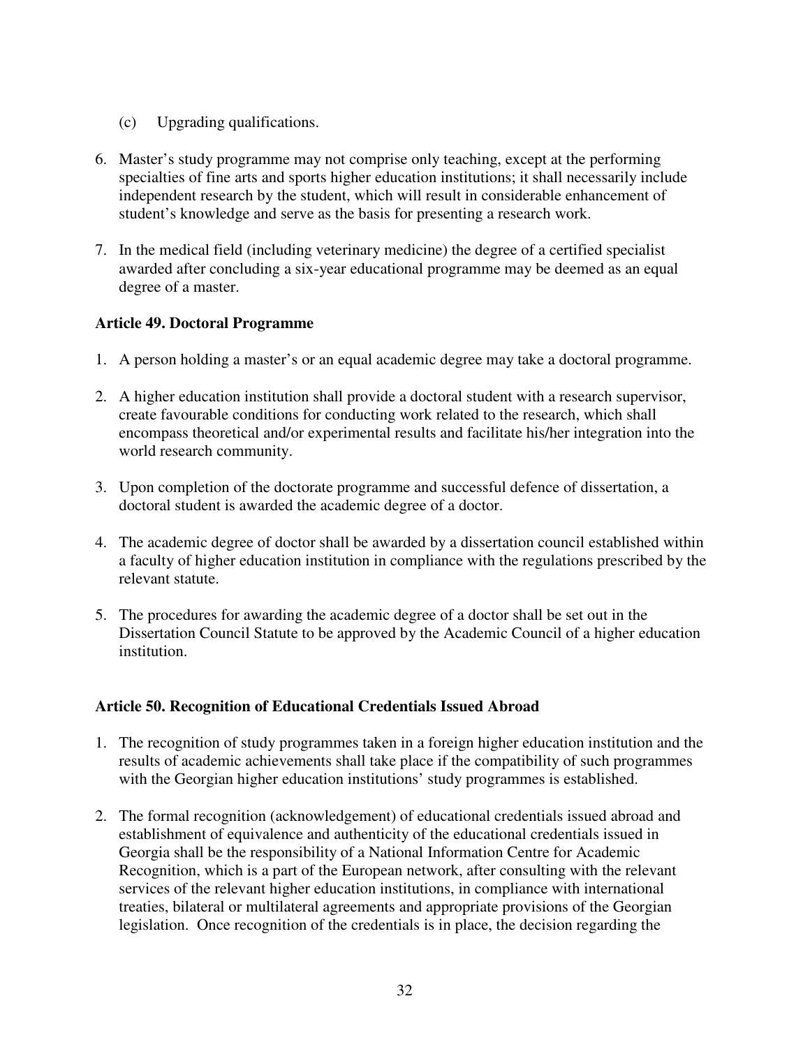(c) Upgrading qualifications.

6. Master's study programme may not comprise only teaching, except at the performing specialties of fine arts and sports higher education institutions; it shall necessarily include independent research by the student, which will result in considerable enhancement of student's knowledge and serve as the basis for presenting a research work.

7. In the medical field (including veterinary medicine) the degree of a certified specialist awarded after concluding a six-year educational programme may be deemed as an equal degree of a master.

**Article 49. Doctoral Programme**

1. A person holding a master's or an equal academic degree may take a doctoral programme.

2. A higher education institution shall provide a doctoral student with a research supervisor, create favourable conditions for conducting work related to the research, which shall encompass theoretical and/or experimental results and facilitate his/her integration into the world research community.

3. Upon completion of the doctorate programme and successful defence of dissertation, a doctoral student is awarded the academic degree of a doctor.

4. The academic degree of doctor shall be awarded by a dissertation council established within a faculty of higher education institution in compliance with the regulations prescribed by the relevant statute.

5. The procedures for awarding the academic degree of a doctor shall be set out in the Dissertation Council Statute to be approved by the Academic Council of a higher education institution.

**Article 50. Recognition of Educational Credentials Issued Abroad**

1. The recognition of study programmes taken in a foreign higher education institution and the results of academic achievements shall take place if the compatibility of such programmes with the Georgian higher education institutions' study programmes is established.

2. The formal recognition (acknowledgement) of educational credentials issued abroad and establishment of equivalence and authenticity of the educational credentials issued in Georgia shall be the responsibility of a National Information Centre for Academic Recognition, which is a part of the European network, after consulting with the relevant services of the relevant higher education institutions, in compliance with international treaties, bilateral or multilateral agreements and appropriate provisions of the Georgian legislation. Once recognition of the credentials is in place, the decision regarding the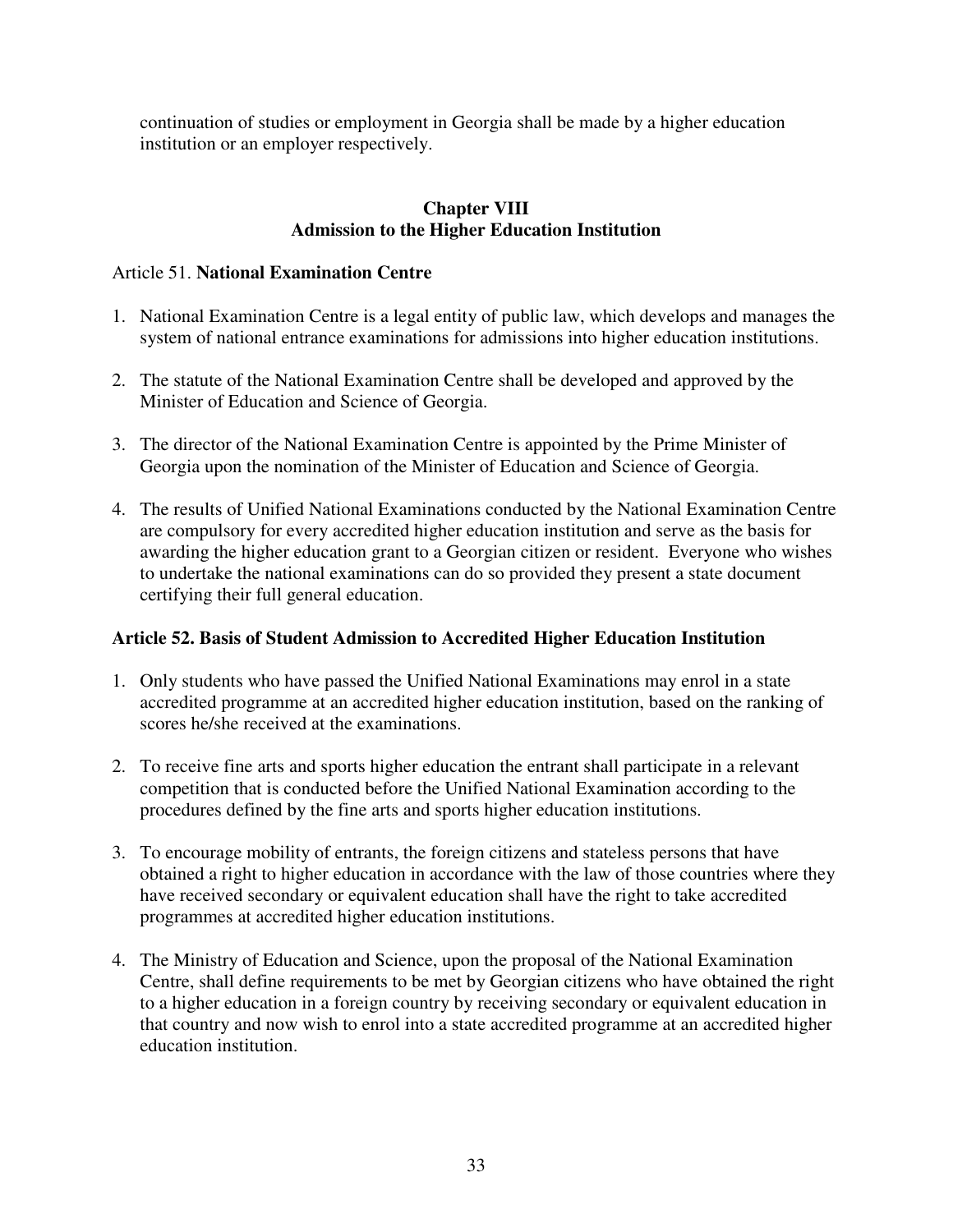continuation of studies or employment in Georgia shall be made by a higher education institution or an employer respectively.

## Chapter VIII
## Admission to the Higher Education Institution

### Article 51. **National Examination Centre**

1. National Examination Centre is a legal entity of public law, which develops and manages the system of national entrance examinations for admissions into higher education institutions.

2. The statute of the National Examination Centre shall be developed and approved by the Minister of Education and Science of Georgia.

3. The director of the National Examination Centre is appointed by the Prime Minister of Georgia upon the nomination of the Minister of Education and Science of Georgia.

4. The results of Unified National Examinations conducted by the National Examination Centre are compulsory for every accredited higher education institution and serve as the basis for awarding the higher education grant to a Georgian citizen or resident. Everyone who wishes to undertake the national examinations can do so provided they present a state document certifying their full general education.

### **Article 52. Basis of Student Admission to Accredited Higher Education Institution**

1. Only students who have passed the Unified National Examinations may enrol in a state accredited programme at an accredited higher education institution, based on the ranking of scores he/she received at the examinations.

2. To receive fine arts and sports higher education the entrant shall participate in a relevant competition that is conducted before the Unified National Examination according to the procedures defined by the fine arts and sports higher education institutions.

3. To encourage mobility of entrants, the foreign citizens and stateless persons that have obtained a right to higher education in accordance with the law of those countries where they have received secondary or equivalent education shall have the right to take accredited programmes at accredited higher education institutions.

4. The Ministry of Education and Science, upon the proposal of the National Examination Centre, shall define requirements to be met by Georgian citizens who have obtained the right to a higher education in a foreign country by receiving secondary or equivalent education in that country and now wish to enrol into a state accredited programme at an accredited higher education institution.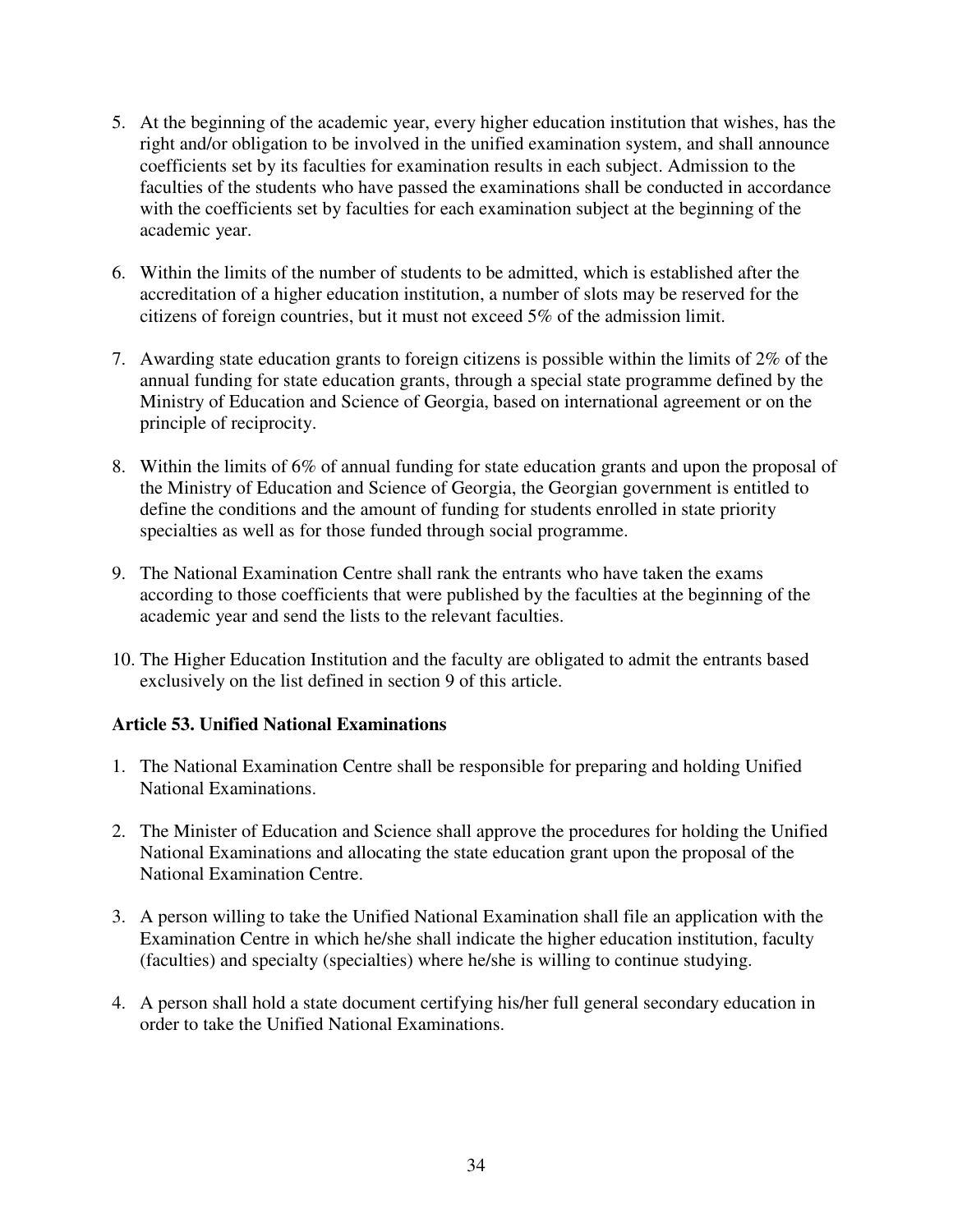5. At the beginning of the academic year, every higher education institution that wishes, has the right and/or obligation to be involved in the unified examination system, and shall announce coefficients set by its faculties for examination results in each subject. Admission to the faculties of the students who have passed the examinations shall be conducted in accordance with the coefficients set by faculties for each examination subject at the beginning of the academic year.

6. Within the limits of the number of students to be admitted, which is established after the accreditation of a higher education institution, a number of slots may be reserved for the citizens of foreign countries, but it must not exceed 5% of the admission limit.

7. Awarding state education grants to foreign citizens is possible within the limits of 2% of the annual funding for state education grants, through a special state programme defined by the Ministry of Education and Science of Georgia, based on international agreement or on the principle of reciprocity.

8. Within the limits of 6% of annual funding for state education grants and upon the proposal of the Ministry of Education and Science of Georgia, the Georgian government is entitled to define the conditions and the amount of funding for students enrolled in state priority specialties as well as for those funded through social programme.

9. The National Examination Centre shall rank the entrants who have taken the exams according to those coefficients that were published by the faculties at the beginning of the academic year and send the lists to the relevant faculties.

10. The Higher Education Institution and the faculty are obligated to admit the entrants based exclusively on the list defined in section 9 of this article.

### Article 53. Unified National Examinations

1. The National Examination Centre shall be responsible for preparing and holding Unified National Examinations.

2. The Minister of Education and Science shall approve the procedures for holding the Unified National Examinations and allocating the state education grant upon the proposal of the National Examination Centre.

3. A person willing to take the Unified National Examination shall file an application with the Examination Centre in which he/she shall indicate the higher education institution, faculty (faculties) and specialty (specialties) where he/she is willing to continue studying.

4. A person shall hold a state document certifying his/her full general secondary education in order to take the Unified National Examinations.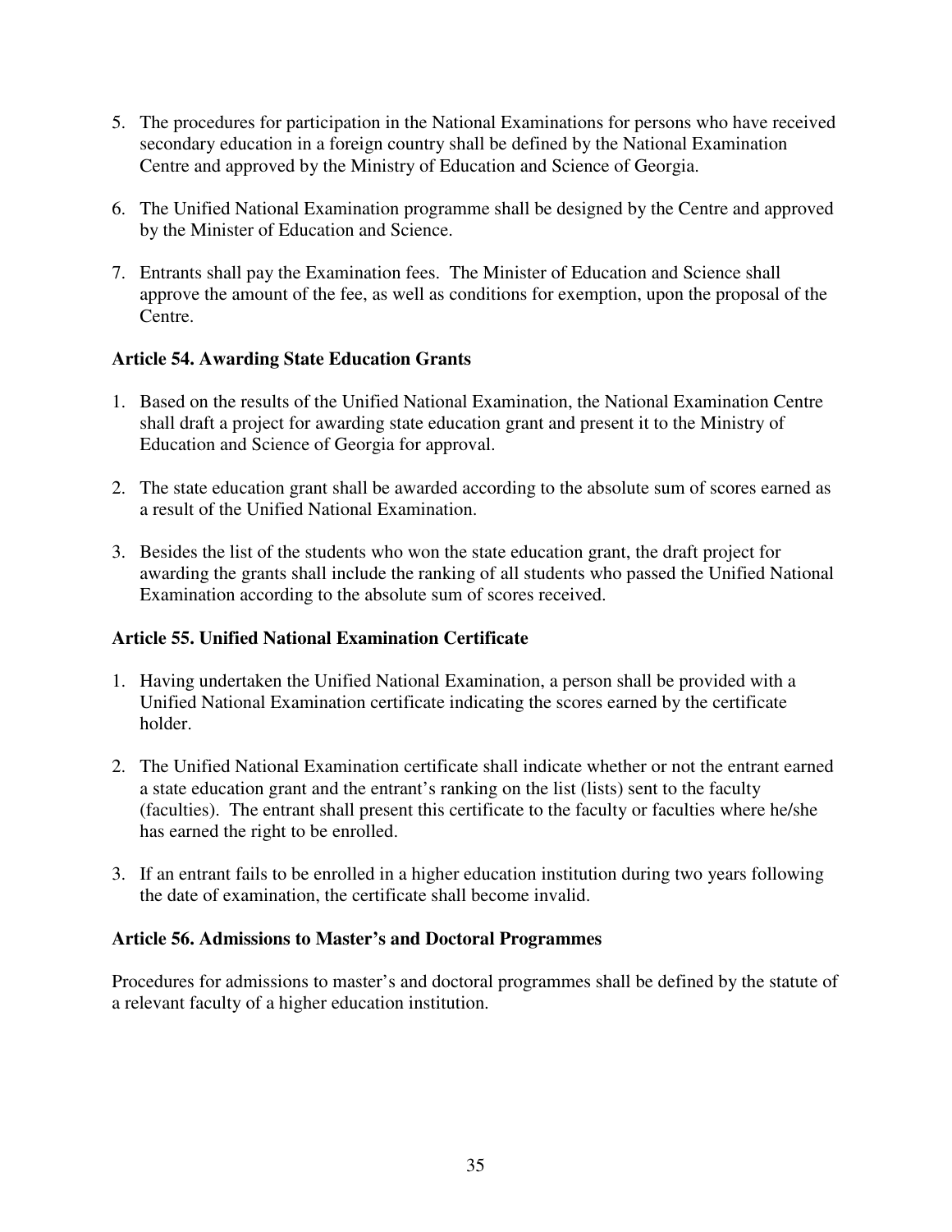5. The procedures for participation in the National Examinations for persons who have received secondary education in a foreign country shall be defined by the National Examination Centre and approved by the Ministry of Education and Science of Georgia.

6. The Unified National Examination programme shall be designed by the Centre and approved by the Minister of Education and Science.

7. Entrants shall pay the Examination fees. The Minister of Education and Science shall approve the amount of the fee, as well as conditions for exemption, upon the proposal of the Centre.

**Article 54. Awarding State Education Grants**

1. Based on the results of the Unified National Examination, the National Examination Centre shall draft a project for awarding state education grant and present it to the Ministry of Education and Science of Georgia for approval.

2. The state education grant shall be awarded according to the absolute sum of scores earned as a result of the Unified National Examination.

3. Besides the list of the students who won the state education grant, the draft project for awarding the grants shall include the ranking of all students who passed the Unified National Examination according to the absolute sum of scores received.

**Article 55. Unified National Examination Certificate**

1. Having undertaken the Unified National Examination, a person shall be provided with a Unified National Examination certificate indicating the scores earned by the certificate holder.

2. The Unified National Examination certificate shall indicate whether or not the entrant earned a state education grant and the entrant's ranking on the list (lists) sent to the faculty (faculties). The entrant shall present this certificate to the faculty or faculties where he/she has earned the right to be enrolled.

3. If an entrant fails to be enrolled in a higher education institution during two years following the date of examination, the certificate shall become invalid.

**Article 56. Admissions to Master's and Doctoral Programmes**

Procedures for admissions to master's and doctoral programmes shall be defined by the statute of a relevant faculty of a higher education institution.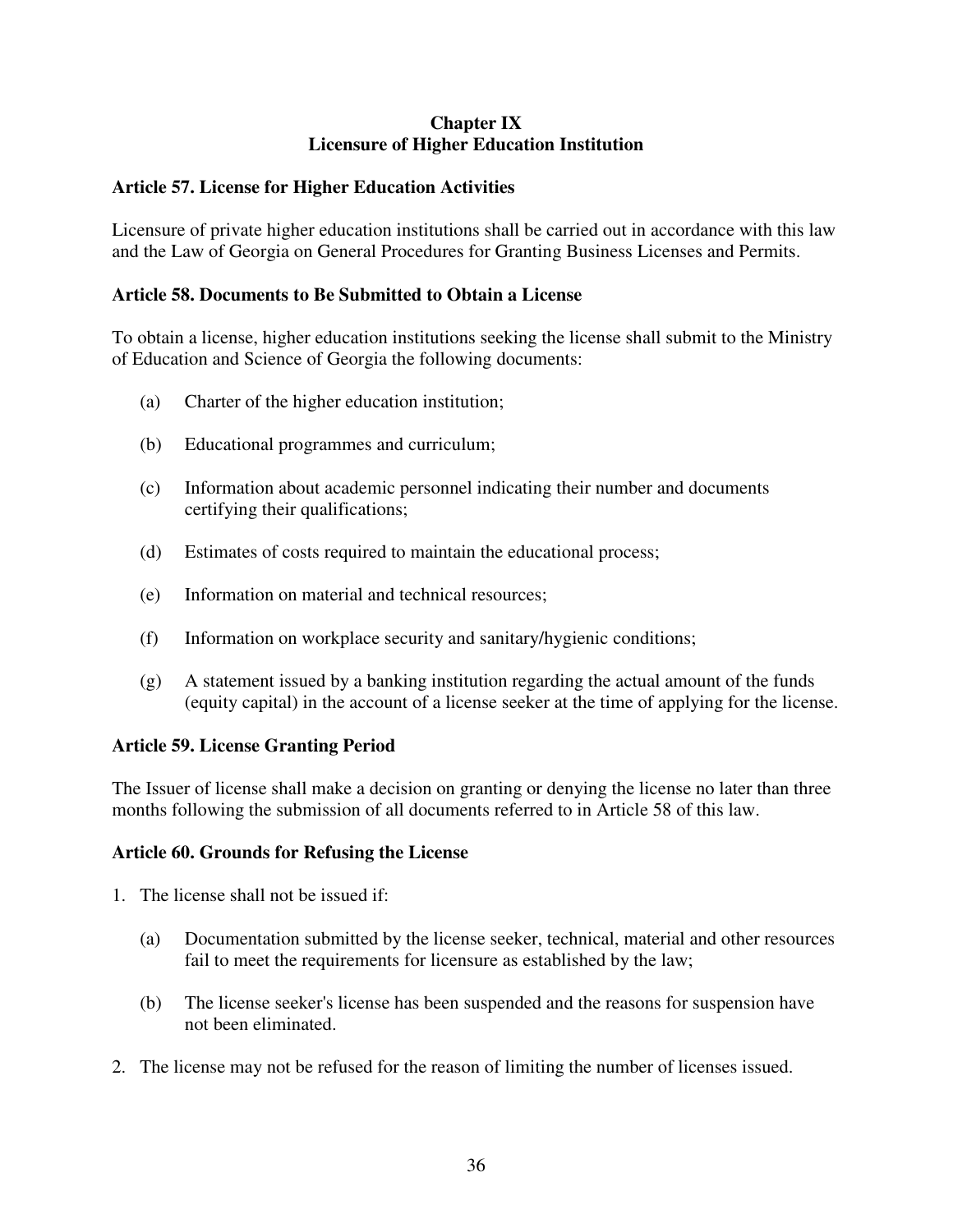## Chapter IX
## Licensure of Higher Education Institution

### Article 57. License for Higher Education Activities

Licensure of private higher education institutions shall be carried out in accordance with this law and the Law of Georgia on General Procedures for Granting Business Licenses and Permits.

### Article 58. Documents to Be Submitted to Obtain a License

To obtain a license, higher education institutions seeking the license shall submit to the Ministry of Education and Science of Georgia the following documents:

(a) Charter of the higher education institution;

(b) Educational programmes and curriculum;

(c) Information about academic personnel indicating their number and documents certifying their qualifications;

(d) Estimates of costs required to maintain the educational process;

(e) Information on material and technical resources;

(f) Information on workplace security and sanitary/hygienic conditions;

(g) A statement issued by a banking institution regarding the actual amount of the funds (equity capital) in the account of a license seeker at the time of applying for the license.

### Article 59. License Granting Period

The Issuer of license shall make a decision on granting or denying the license no later than three months following the submission of all documents referred to in Article 58 of this law.

### Article 60. Grounds for Refusing the License

1. The license shall not be issued if:

   (a) Documentation submitted by the license seeker, technical, material and other resources fail to meet the requirements for licensure as established by the law;

   (b) The license seeker's license has been suspended and the reasons for suspension have not been eliminated.

2. The license may not be refused for the reason of limiting the number of licenses issued.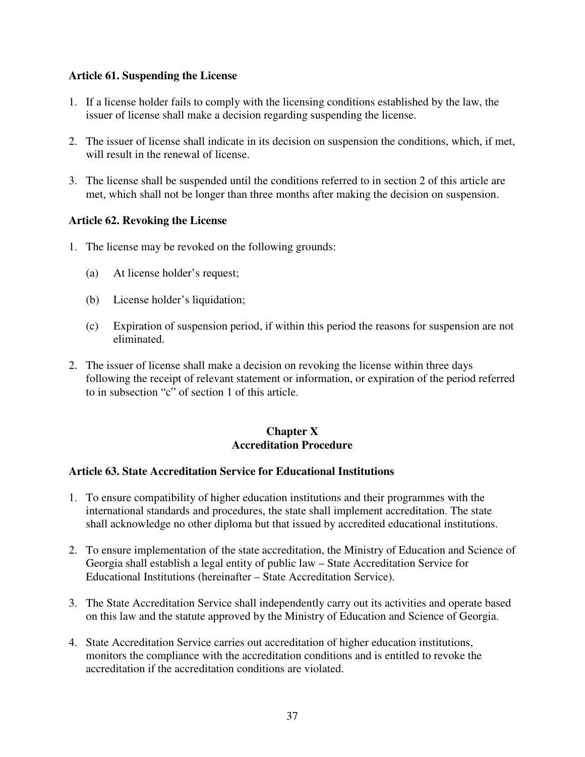### Article 61. Suspending the License

1. If a license holder fails to comply with the licensing conditions established by the law, the issuer of license shall make a decision regarding suspending the license.

2. The issuer of license shall indicate in its decision on suspension the conditions, which, if met, will result in the renewal of license.

3. The license shall be suspended until the conditions referred to in section 2 of this article are met, which shall not be longer than three months after making the decision on suspension.

### Article 62. Revoking the License

1. The license may be revoked on the following grounds:

   (a) At license holder's request;

   (b) License holder's liquidation;

   (c) Expiration of suspension period, if within this period the reasons for suspension are not eliminated.

2. The issuer of license shall make a decision on revoking the license within three days following the receipt of relevant statement or information, or expiration of the period referred to in subsection "c" of section 1 of this article.

## Chapter X
## Accreditation Procedure

### Article 63. State Accreditation Service for Educational Institutions

1. To ensure compatibility of higher education institutions and their programmes with the international standards and procedures, the state shall implement accreditation. The state shall acknowledge no other diploma but that issued by accredited educational institutions.

2. To ensure implementation of the state accreditation, the Ministry of Education and Science of Georgia shall establish a legal entity of public law – State Accreditation Service for Educational Institutions (hereinafter – State Accreditation Service).

3. The State Accreditation Service shall independently carry out its activities and operate based on this law and the statute approved by the Ministry of Education and Science of Georgia.

4. State Accreditation Service carries out accreditation of higher education institutions, monitors the compliance with the accreditation conditions and is entitled to revoke the accreditation if the accreditation conditions are violated.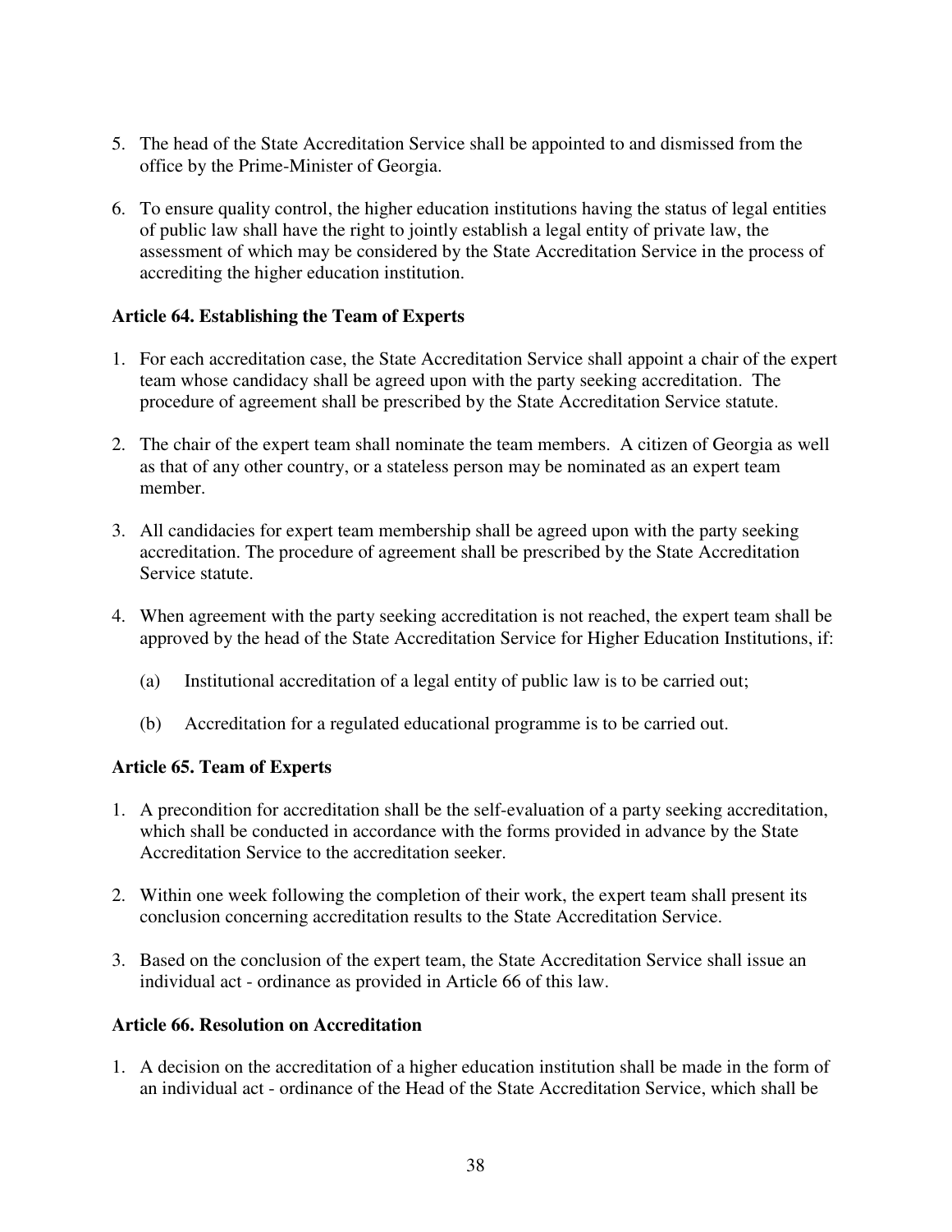5. The head of the State Accreditation Service shall be appointed to and dismissed from the office by the Prime-Minister of Georgia.

6. To ensure quality control, the higher education institutions having the status of legal entities of public law shall have the right to jointly establish a legal entity of private law, the assessment of which may be considered by the State Accreditation Service in the process of accrediting the higher education institution.

**Article 64. Establishing the Team of Experts**

1. For each accreditation case, the State Accreditation Service shall appoint a chair of the expert team whose candidacy shall be agreed upon with the party seeking accreditation. The procedure of agreement shall be prescribed by the State Accreditation Service statute.

2. The chair of the expert team shall nominate the team members. A citizen of Georgia as well as that of any other country, or a stateless person may be nominated as an expert team member.

3. All candidacies for expert team membership shall be agreed upon with the party seeking accreditation. The procedure of agreement shall be prescribed by the State Accreditation Service statute.

4. When agreement with the party seeking accreditation is not reached, the expert team shall be approved by the head of the State Accreditation Service for Higher Education Institutions, if:

   (a) Institutional accreditation of a legal entity of public law is to be carried out;

   (b) Accreditation for a regulated educational programme is to be carried out.

**Article 65. Team of Experts**

1. A precondition for accreditation shall be the self-evaluation of a party seeking accreditation, which shall be conducted in accordance with the forms provided in advance by the State Accreditation Service to the accreditation seeker.

2. Within one week following the completion of their work, the expert team shall present its conclusion concerning accreditation results to the State Accreditation Service.

3. Based on the conclusion of the expert team, the State Accreditation Service shall issue an individual act - ordinance as provided in Article 66 of this law.

**Article 66. Resolution on Accreditation**

1. A decision on the accreditation of a higher education institution shall be made in the form of an individual act - ordinance of the Head of the State Accreditation Service, which shall be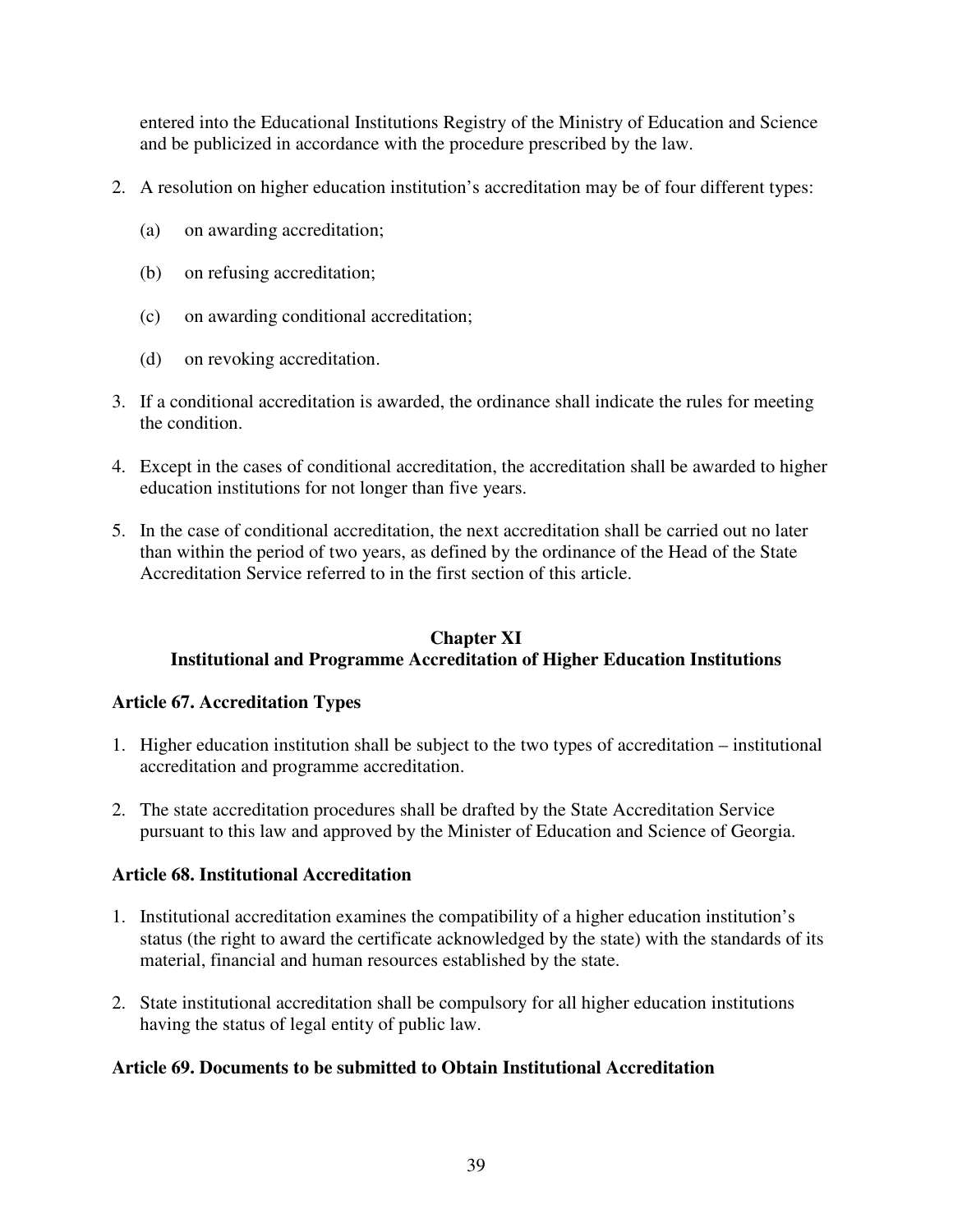entered into the Educational Institutions Registry of the Ministry of Education and Science and be publicized in accordance with the procedure prescribed by the law.

2. A resolution on higher education institution's accreditation may be of four different types:

   (a) on awarding accreditation;

   (b) on refusing accreditation;

   (c) on awarding conditional accreditation;

   (d) on revoking accreditation.

3. If a conditional accreditation is awarded, the ordinance shall indicate the rules for meeting the condition.

4. Except in the cases of conditional accreditation, the accreditation shall be awarded to higher education institutions for not longer than five years.

5. In the case of conditional accreditation, the next accreditation shall be carried out no later than within the period of two years, as defined by the ordinance of the Head of the State Accreditation Service referred to in the first section of this article.

## Chapter XI
## Institutional and Programme Accreditation of Higher Education Institutions

### Article 67. Accreditation Types

1. Higher education institution shall be subject to the two types of accreditation – institutional accreditation and programme accreditation.

2. The state accreditation procedures shall be drafted by the State Accreditation Service pursuant to this law and approved by the Minister of Education and Science of Georgia.

### Article 68. Institutional Accreditation

1. Institutional accreditation examines the compatibility of a higher education institution's status (the right to award the certificate acknowledged by the state) with the standards of its material, financial and human resources established by the state.

2. State institutional accreditation shall be compulsory for all higher education institutions having the status of legal entity of public law.

### Article 69. Documents to be submitted to Obtain Institutional Accreditation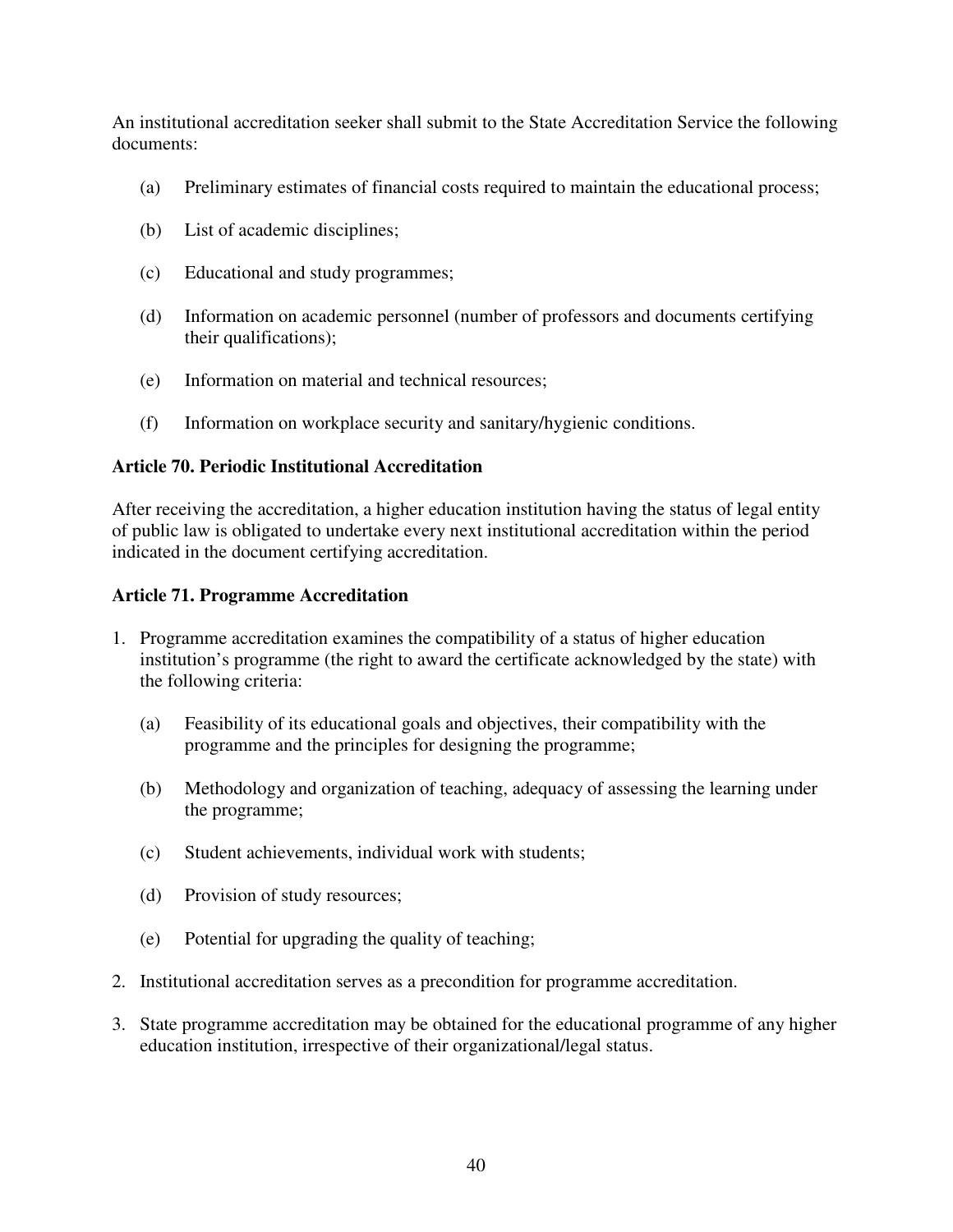An institutional accreditation seeker shall submit to the State Accreditation Service the following documents:

(a) Preliminary estimates of financial costs required to maintain the educational process;

(b) List of academic disciplines;

(c) Educational and study programmes;

(d) Information on academic personnel (number of professors and documents certifying their qualifications);

(e) Information on material and technical resources;

(f) Information on workplace security and sanitary/hygienic conditions.

**Article 70. Periodic Institutional Accreditation**

After receiving the accreditation, a higher education institution having the status of legal entity of public law is obligated to undertake every next institutional accreditation within the period indicated in the document certifying accreditation.

**Article 71. Programme Accreditation**

1. Programme accreditation examines the compatibility of a status of higher education institution's programme (the right to award the certificate acknowledged by the state) with the following criteria:

   (a) Feasibility of its educational goals and objectives, their compatibility with the programme and the principles for designing the programme;

   (b) Methodology and organization of teaching, adequacy of assessing the learning under the programme;

   (c) Student achievements, individual work with students;

   (d) Provision of study resources;

   (e) Potential for upgrading the quality of teaching;

2. Institutional accreditation serves as a precondition for programme accreditation.

3. State programme accreditation may be obtained for the educational programme of any higher education institution, irrespective of their organizational/legal status.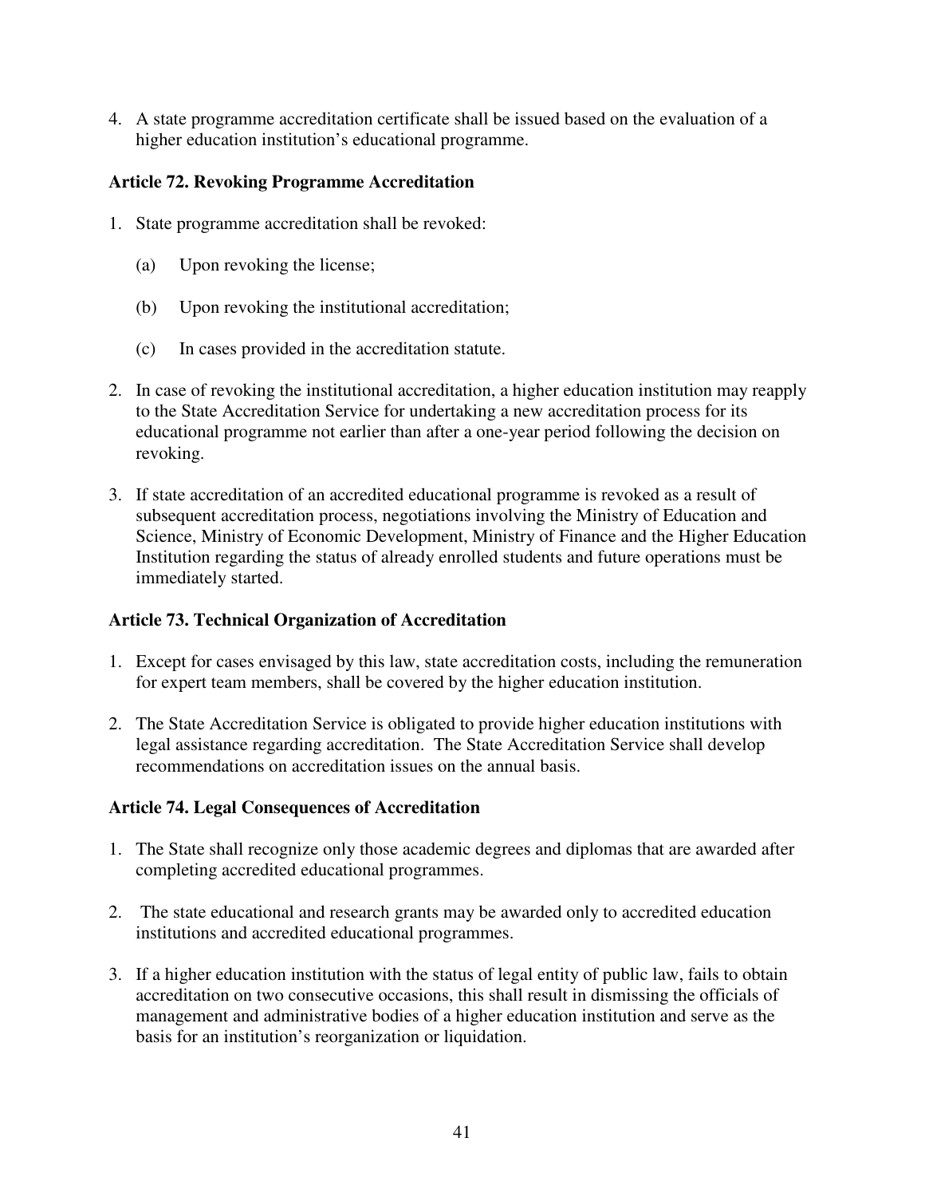4. A state programme accreditation certificate shall be issued based on the evaluation of a higher education institution's educational programme.

**Article 72. Revoking Programme Accreditation**

1. State programme accreditation shall be revoked:

   (a) Upon revoking the license;

   (b) Upon revoking the institutional accreditation;

   (c) In cases provided in the accreditation statute.

2. In case of revoking the institutional accreditation, a higher education institution may reapply to the State Accreditation Service for undertaking a new accreditation process for its educational programme not earlier than after a one-year period following the decision on revoking.

3. If state accreditation of an accredited educational programme is revoked as a result of subsequent accreditation process, negotiations involving the Ministry of Education and Science, Ministry of Economic Development, Ministry of Finance and the Higher Education Institution regarding the status of already enrolled students and future operations must be immediately started.

**Article 73. Technical Organization of Accreditation**

1. Except for cases envisaged by this law, state accreditation costs, including the remuneration for expert team members, shall be covered by the higher education institution.

2. The State Accreditation Service is obligated to provide higher education institutions with legal assistance regarding accreditation. The State Accreditation Service shall develop recommendations on accreditation issues on the annual basis.

**Article 74. Legal Consequences of Accreditation**

1. The State shall recognize only those academic degrees and diplomas that are awarded after completing accredited educational programmes.

2. The state educational and research grants may be awarded only to accredited education institutions and accredited educational programmes.

3. If a higher education institution with the status of legal entity of public law, fails to obtain accreditation on two consecutive occasions, this shall result in dismissing the officials of management and administrative bodies of a higher education institution and serve as the basis for an institution's reorganization or liquidation.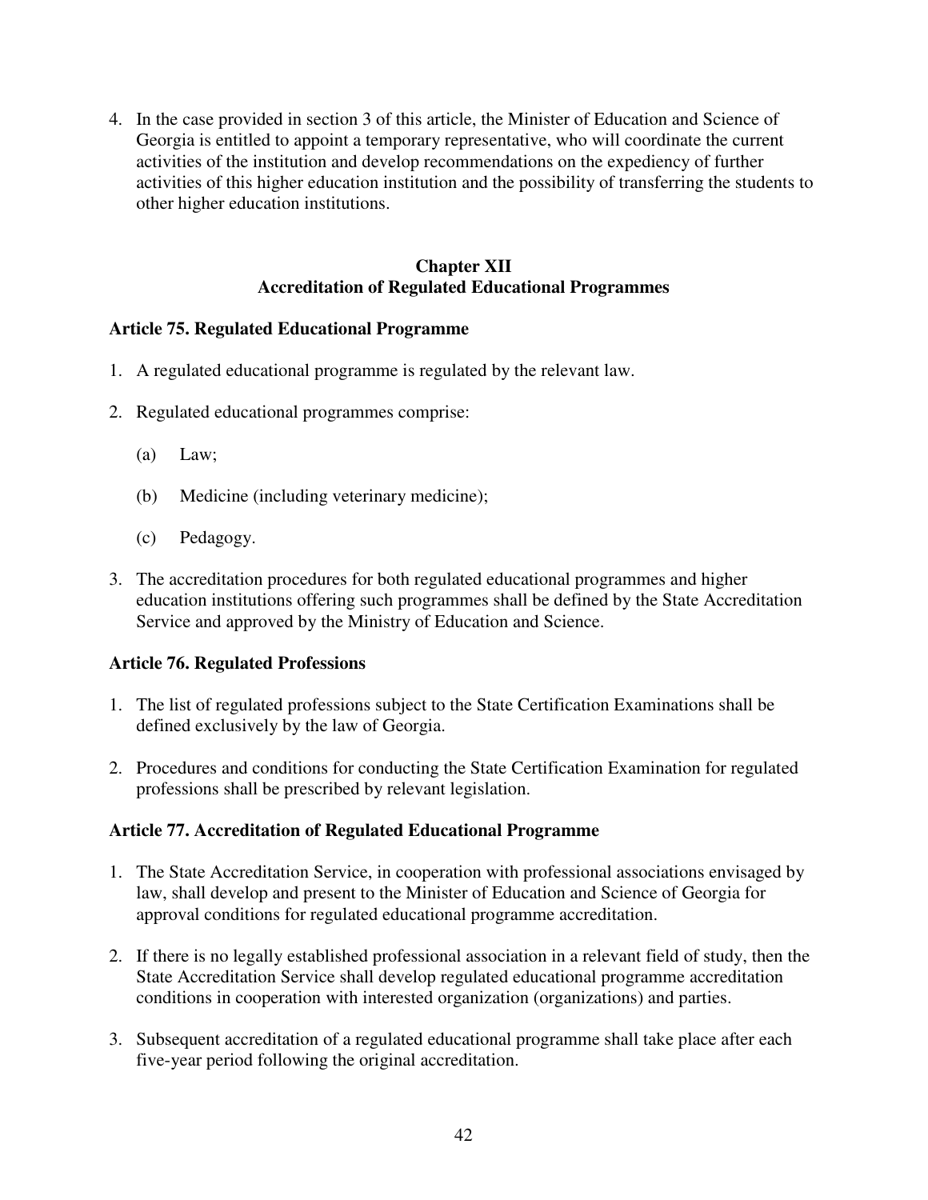4. In the case provided in section 3 of this article, the Minister of Education and Science of Georgia is entitled to appoint a temporary representative, who will coordinate the current activities of the institution and develop recommendations on the expediency of further activities of this higher education institution and the possibility of transferring the students to other higher education institutions.

## Chapter XII
## Accreditation of Regulated Educational Programmes

### Article 75. Regulated Educational Programme

1. A regulated educational programme is regulated by the relevant law.

2. Regulated educational programmes comprise:

   (a) Law;

   (b) Medicine (including veterinary medicine);

   (c) Pedagogy.

3. The accreditation procedures for both regulated educational programmes and higher education institutions offering such programmes shall be defined by the State Accreditation Service and approved by the Ministry of Education and Science.

### Article 76. Regulated Professions

1. The list of regulated professions subject to the State Certification Examinations shall be defined exclusively by the law of Georgia.

2. Procedures and conditions for conducting the State Certification Examination for regulated professions shall be prescribed by relevant legislation.

### Article 77. Accreditation of Regulated Educational Programme

1. The State Accreditation Service, in cooperation with professional associations envisaged by law, shall develop and present to the Minister of Education and Science of Georgia for approval conditions for regulated educational programme accreditation.

2. If there is no legally established professional association in a relevant field of study, then the State Accreditation Service shall develop regulated educational programme accreditation conditions in cooperation with interested organization (organizations) and parties.

3. Subsequent accreditation of a regulated educational programme shall take place after each five-year period following the original accreditation.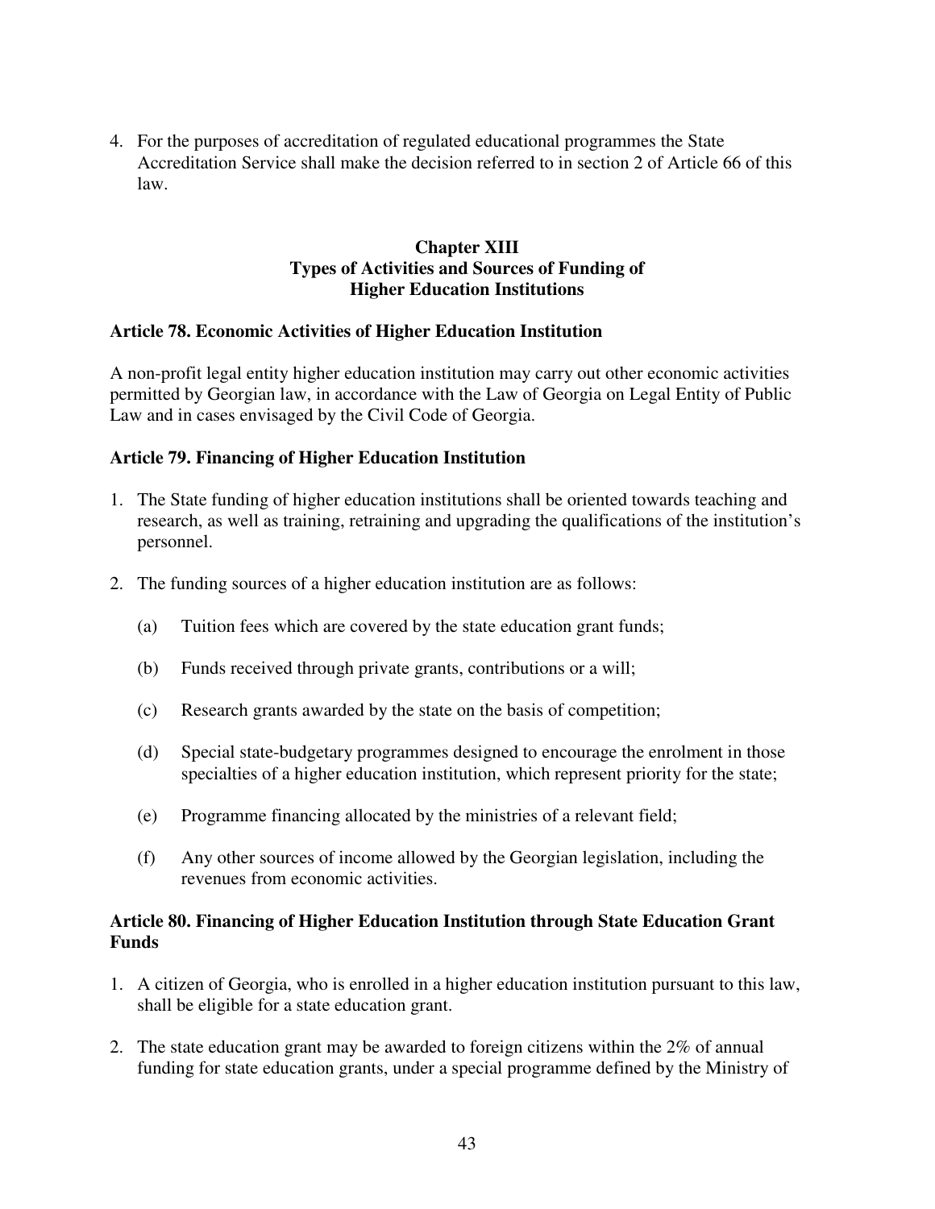4. For the purposes of accreditation of regulated educational programmes the State Accreditation Service shall make the decision referred to in section 2 of Article 66 of this law.

## Chapter XIII
## Types of Activities and Sources of Funding of Higher Education Institutions

### Article 78. Economic Activities of Higher Education Institution

A non-profit legal entity higher education institution may carry out other economic activities permitted by Georgian law, in accordance with the Law of Georgia on Legal Entity of Public Law and in cases envisaged by the Civil Code of Georgia.

### Article 79. Financing of Higher Education Institution

1. The State funding of higher education institutions shall be oriented towards teaching and research, as well as training, retraining and upgrading the qualifications of the institution's personnel.

2. The funding sources of a higher education institution are as follows:

   (a) Tuition fees which are covered by the state education grant funds;

   (b) Funds received through private grants, contributions or a will;

   (c) Research grants awarded by the state on the basis of competition;

   (d) Special state-budgetary programmes designed to encourage the enrolment in those specialties of a higher education institution, which represent priority for the state;

   (e) Programme financing allocated by the ministries of a relevant field;

   (f) Any other sources of income allowed by the Georgian legislation, including the revenues from economic activities.

### Article 80. Financing of Higher Education Institution through State Education Grant Funds

1. A citizen of Georgia, who is enrolled in a higher education institution pursuant to this law, shall be eligible for a state education grant.

2. The state education grant may be awarded to foreign citizens within the 2% of annual funding for state education grants, under a special programme defined by the Ministry of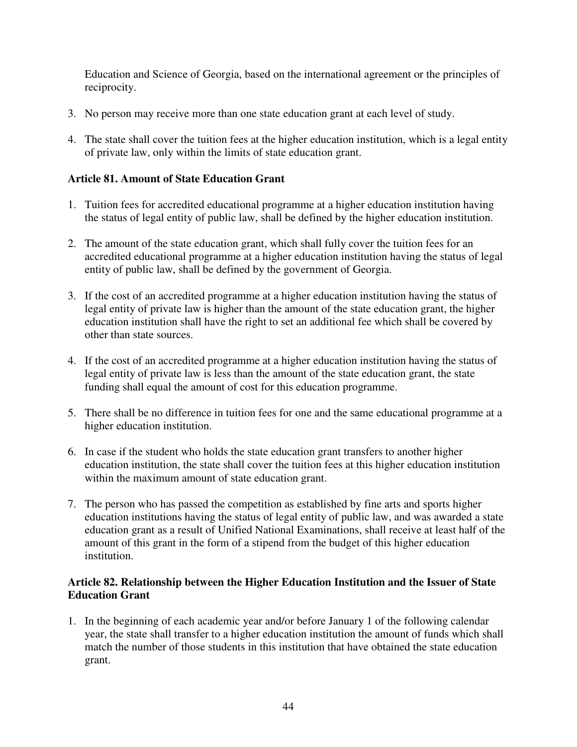Education and Science of Georgia, based on the international agreement or the principles of reciprocity.

3. No person may receive more than one state education grant at each level of study.

4. The state shall cover the tuition fees at the higher education institution, which is a legal entity of private law, only within the limits of state education grant.

**Article 81. Amount of State Education Grant**

1. Tuition fees for accredited educational programme at a higher education institution having the status of legal entity of public law, shall be defined by the higher education institution.

2. The amount of the state education grant, which shall fully cover the tuition fees for an accredited educational programme at a higher education institution having the status of legal entity of public law, shall be defined by the government of Georgia.

3. If the cost of an accredited programme at a higher education institution having the status of legal entity of private law is higher than the amount of the state education grant, the higher education institution shall have the right to set an additional fee which shall be covered by other than state sources.

4. If the cost of an accredited programme at a higher education institution having the status of legal entity of private law is less than the amount of the state education grant, the state funding shall equal the amount of cost for this education programme.

5. There shall be no difference in tuition fees for one and the same educational programme at a higher education institution.

6. In case if the student who holds the state education grant transfers to another higher education institution, the state shall cover the tuition fees at this higher education institution within the maximum amount of state education grant.

7. The person who has passed the competition as established by fine arts and sports higher education institutions having the status of legal entity of public law, and was awarded a state education grant as a result of Unified National Examinations, shall receive at least half of the amount of this grant in the form of a stipend from the budget of this higher education institution.

**Article 82. Relationship between the Higher Education Institution and the Issuer of State Education Grant**

1. In the beginning of each academic year and/or before January 1 of the following calendar year, the state shall transfer to a higher education institution the amount of funds which shall match the number of those students in this institution that have obtained the state education grant.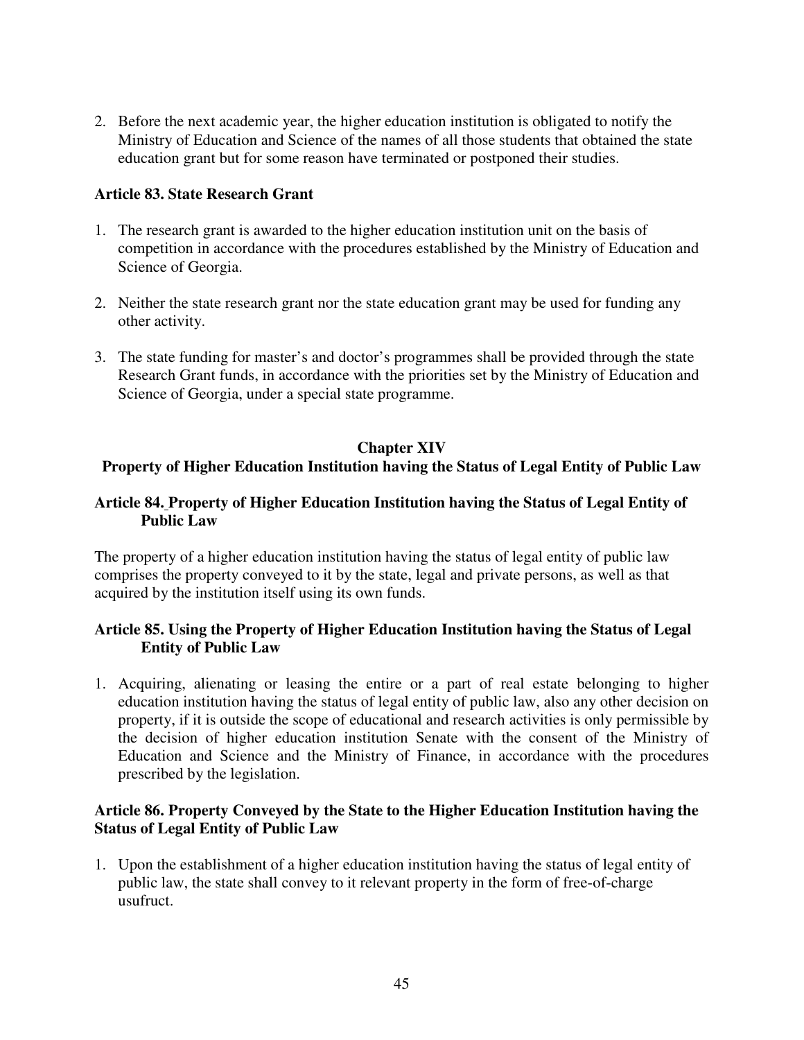2. Before the next academic year, the higher education institution is obligated to notify the Ministry of Education and Science of the names of all those students that obtained the state education grant but for some reason have terminated or postponed their studies.

### Article 83. State Research Grant

1. The research grant is awarded to the higher education institution unit on the basis of competition in accordance with the procedures established by the Ministry of Education and Science of Georgia.

2. Neither the state research grant nor the state education grant may be used for funding any other activity.

3. The state funding for master's and doctor's programmes shall be provided through the state Research Grant funds, in accordance with the priorities set by the Ministry of Education and Science of Georgia, under a special state programme.

## Chapter XIV
## Property of Higher Education Institution having the Status of Legal Entity of Public Law

### Article 84. Property of Higher Education Institution having the Status of Legal Entity of Public Law

The property of a higher education institution having the status of legal entity of public law comprises the property conveyed to it by the state, legal and private persons, as well as that acquired by the institution itself using its own funds.

### Article 85. Using the Property of Higher Education Institution having the Status of Legal Entity of Public Law

1. Acquiring, alienating or leasing the entire or a part of real estate belonging to higher education institution having the status of legal entity of public law, also any other decision on property, if it is outside the scope of educational and research activities is only permissible by the decision of higher education institution Senate with the consent of the Ministry of Education and Science and the Ministry of Finance, in accordance with the procedures prescribed by the legislation.

### Article 86. Property Conveyed by the State to the Higher Education Institution having the Status of Legal Entity of Public Law

1. Upon the establishment of a higher education institution having the status of legal entity of public law, the state shall convey to it relevant property in the form of free-of-charge usufruct.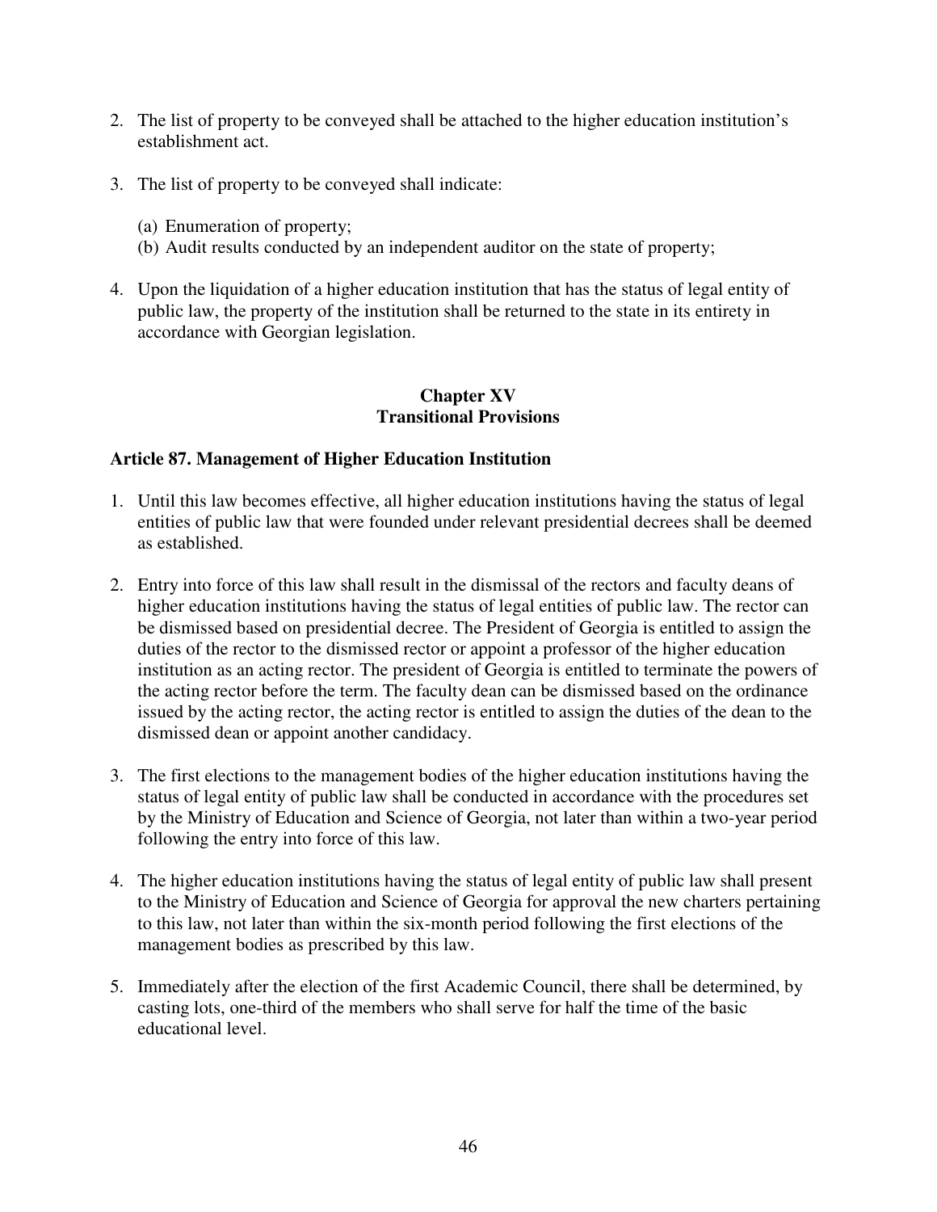2. The list of property to be conveyed shall be attached to the higher education institution's establishment act.

3. The list of property to be conveyed shall indicate:

   (a) Enumeration of property;
   (b) Audit results conducted by an independent auditor on the state of property;

4. Upon the liquidation of a higher education institution that has the status of legal entity of public law, the property of the institution shall be returned to the state in its entirety in accordance with Georgian legislation.

## Chapter XV
## Transitional Provisions

### Article 87. Management of Higher Education Institution

1. Until this law becomes effective, all higher education institutions having the status of legal entities of public law that were founded under relevant presidential decrees shall be deemed as established.

2. Entry into force of this law shall result in the dismissal of the rectors and faculty deans of higher education institutions having the status of legal entities of public law. The rector can be dismissed based on presidential decree. The President of Georgia is entitled to assign the duties of the rector to the dismissed rector or appoint a professor of the higher education institution as an acting rector. The president of Georgia is entitled to terminate the powers of the acting rector before the term. The faculty dean can be dismissed based on the ordinance issued by the acting rector, the acting rector is entitled to assign the duties of the dean to the dismissed dean or appoint another candidacy.

3. The first elections to the management bodies of the higher education institutions having the status of legal entity of public law shall be conducted in accordance with the procedures set by the Ministry of Education and Science of Georgia, not later than within a two-year period following the entry into force of this law.

4. The higher education institutions having the status of legal entity of public law shall present to the Ministry of Education and Science of Georgia for approval the new charters pertaining to this law, not later than within the six-month period following the first elections of the management bodies as prescribed by this law.

5. Immediately after the election of the first Academic Council, there shall be determined, by casting lots, one-third of the members who shall serve for half the time of the basic educational level.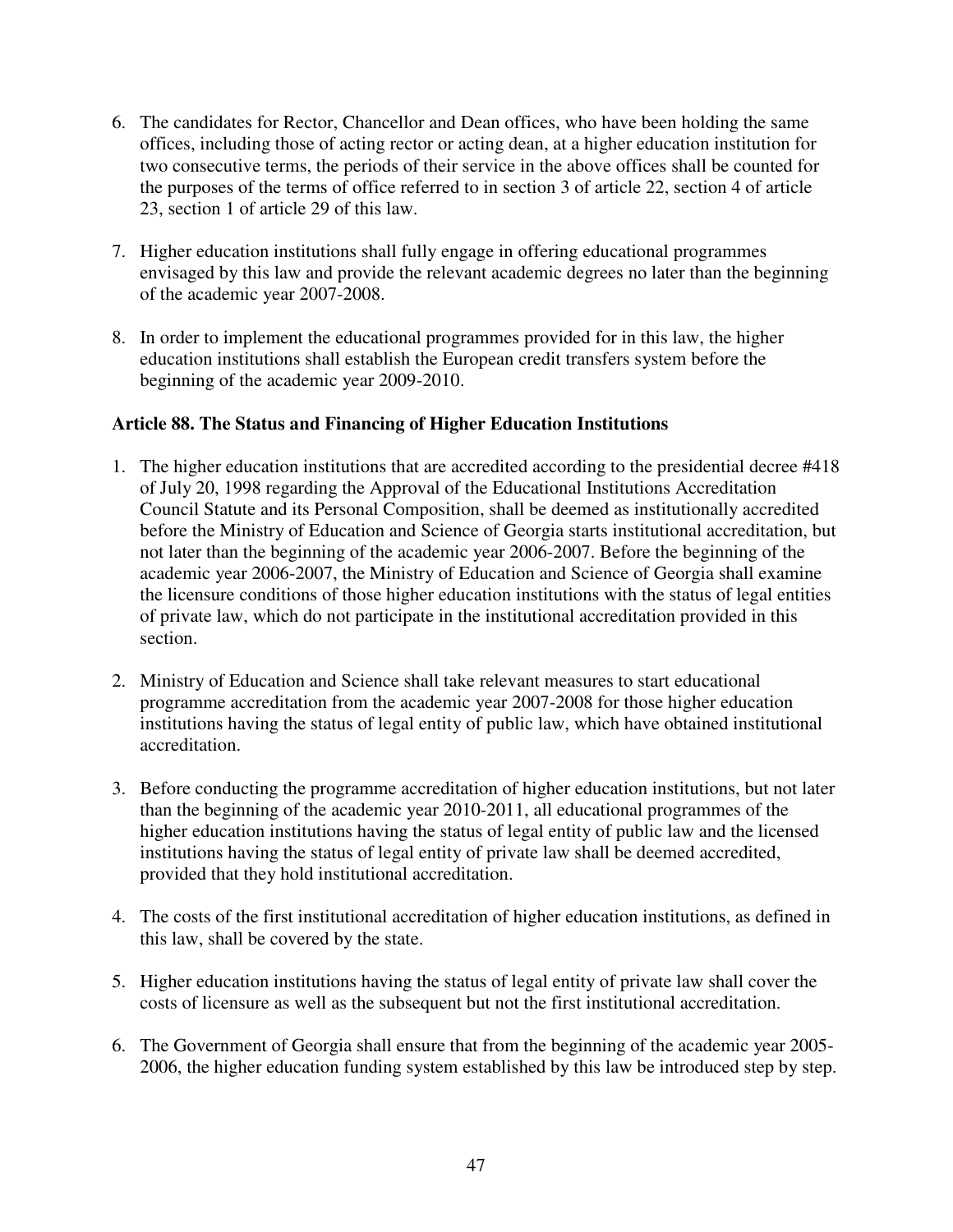6. The candidates for Rector, Chancellor and Dean offices, who have been holding the same offices, including those of acting rector or acting dean, at a higher education institution for two consecutive terms, the periods of their service in the above offices shall be counted for the purposes of the terms of office referred to in section 3 of article 22, section 4 of article 23, section 1 of article 29 of this law.

7. Higher education institutions shall fully engage in offering educational programmes envisaged by this law and provide the relevant academic degrees no later than the beginning of the academic year 2007-2008.

8. In order to implement the educational programmes provided for in this law, the higher education institutions shall establish the European credit transfers system before the beginning of the academic year 2009-2010.

**Article 88. The Status and Financing of Higher Education Institutions**

1. The higher education institutions that are accredited according to the presidential decree #418 of July 20, 1998 regarding the Approval of the Educational Institutions Accreditation Council Statute and its Personal Composition, shall be deemed as institutionally accredited before the Ministry of Education and Science of Georgia starts institutional accreditation, but not later than the beginning of the academic year 2006-2007. Before the beginning of the academic year 2006-2007, the Ministry of Education and Science of Georgia shall examine the licensure conditions of those higher education institutions with the status of legal entities of private law, which do not participate in the institutional accreditation provided in this section.

2. Ministry of Education and Science shall take relevant measures to start educational programme accreditation from the academic year 2007-2008 for those higher education institutions having the status of legal entity of public law, which have obtained institutional accreditation.

3. Before conducting the programme accreditation of higher education institutions, but not later than the beginning of the academic year 2010-2011, all educational programmes of the higher education institutions having the status of legal entity of public law and the licensed institutions having the status of legal entity of private law shall be deemed accredited, provided that they hold institutional accreditation.

4. The costs of the first institutional accreditation of higher education institutions, as defined in this law, shall be covered by the state.

5. Higher education institutions having the status of legal entity of private law shall cover the costs of licensure as well as the subsequent but not the first institutional accreditation.

6. The Government of Georgia shall ensure that from the beginning of the academic year 2005-2006, the higher education funding system established by this law be introduced step by step.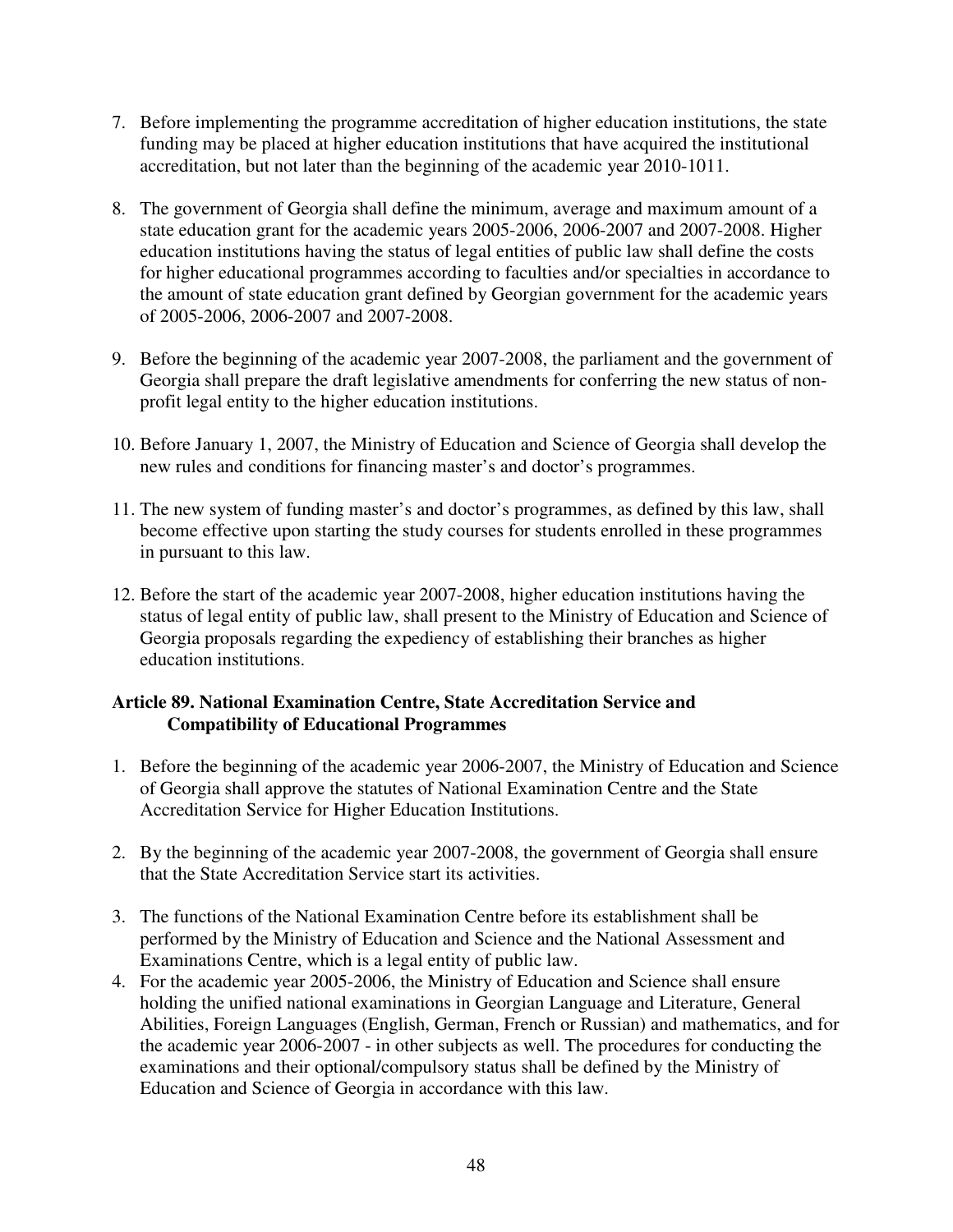7. Before implementing the programme accreditation of higher education institutions, the state funding may be placed at higher education institutions that have acquired the institutional accreditation, but not later than the beginning of the academic year 2010-1011.

8. The government of Georgia shall define the minimum, average and maximum amount of a state education grant for the academic years 2005-2006, 2006-2007 and 2007-2008. Higher education institutions having the status of legal entities of public law shall define the costs for higher educational programmes according to faculties and/or specialties in accordance to the amount of state education grant defined by Georgian government for the academic years of 2005-2006, 2006-2007 and 2007-2008.

9. Before the beginning of the academic year 2007-2008, the parliament and the government of Georgia shall prepare the draft legislative amendments for conferring the new status of non-profit legal entity to the higher education institutions.

10. Before January 1, 2007, the Ministry of Education and Science of Georgia shall develop the new rules and conditions for financing master's and doctor's programmes.

11. The new system of funding master's and doctor's programmes, as defined by this law, shall become effective upon starting the study courses for students enrolled in these programmes in pursuant to this law.

12. Before the start of the academic year 2007-2008, higher education institutions having the status of legal entity of public law, shall present to the Ministry of Education and Science of Georgia proposals regarding the expediency of establishing their branches as higher education institutions.

**Article 89. National Examination Centre, State Accreditation Service and Compatibility of Educational Programmes**

1. Before the beginning of the academic year 2006-2007, the Ministry of Education and Science of Georgia shall approve the statutes of National Examination Centre and the State Accreditation Service for Higher Education Institutions.

2. By the beginning of the academic year 2007-2008, the government of Georgia shall ensure that the State Accreditation Service start its activities.

3. The functions of the National Examination Centre before its establishment shall be performed by the Ministry of Education and Science and the National Assessment and Examinations Centre, which is a legal entity of public law.

4. For the academic year 2005-2006, the Ministry of Education and Science shall ensure holding the unified national examinations in Georgian Language and Literature, General Abilities, Foreign Languages (English, German, French or Russian) and mathematics, and for the academic year 2006-2007 - in other subjects as well. The procedures for conducting the examinations and their optional/compulsory status shall be defined by the Ministry of Education and Science of Georgia in accordance with this law.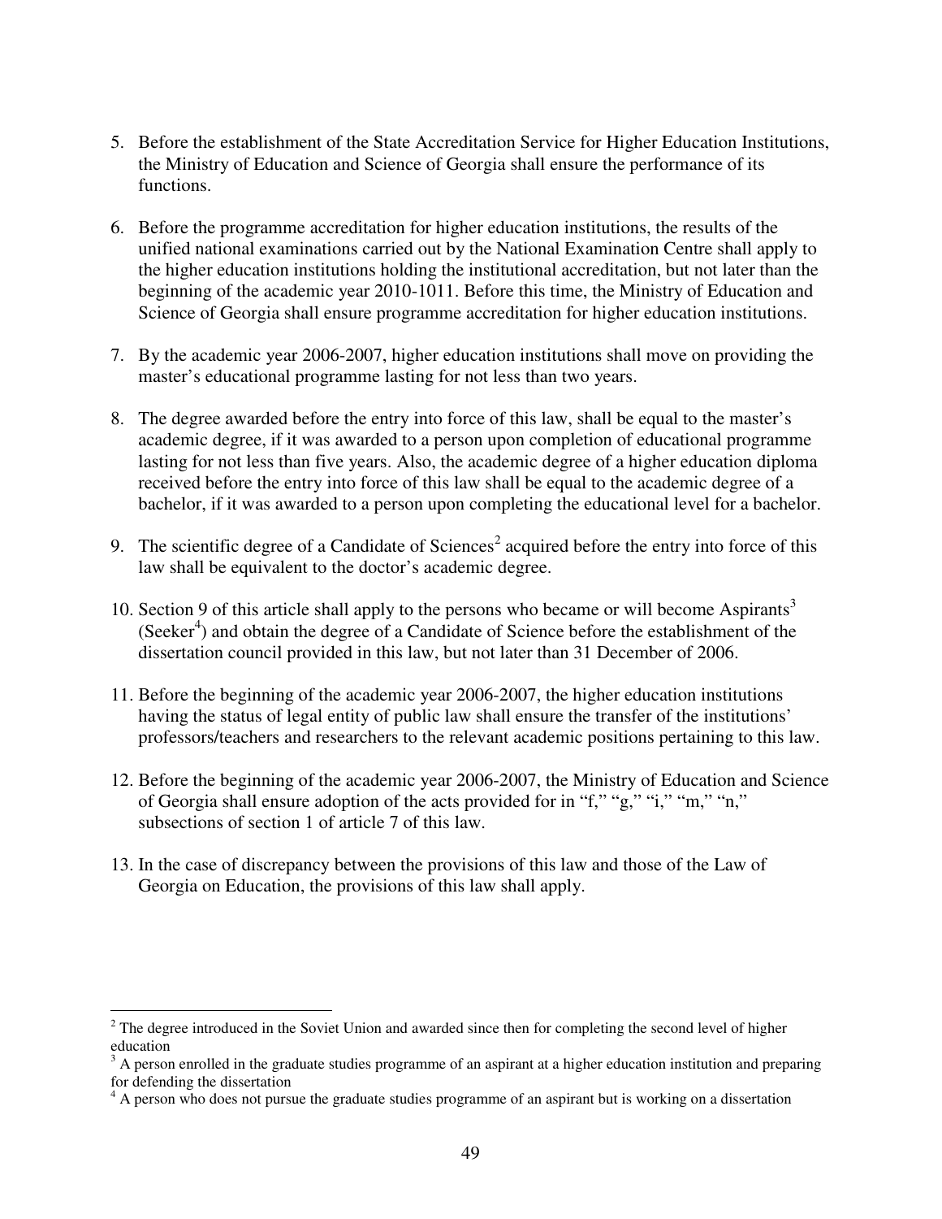5. Before the establishment of the State Accreditation Service for Higher Education Institutions, the Ministry of Education and Science of Georgia shall ensure the performance of its functions.

6. Before the programme accreditation for higher education institutions, the results of the unified national examinations carried out by the National Examination Centre shall apply to the higher education institutions holding the institutional accreditation, but not later than the beginning of the academic year 2010-1011. Before this time, the Ministry of Education and Science of Georgia shall ensure programme accreditation for higher education institutions.

7. By the academic year 2006-2007, higher education institutions shall move on providing the master's educational programme lasting for not less than two years.

8. The degree awarded before the entry into force of this law, shall be equal to the master's academic degree, if it was awarded to a person upon completion of educational programme lasting for not less than five years. Also, the academic degree of a higher education diploma received before the entry into force of this law shall be equal to the academic degree of a bachelor, if it was awarded to a person upon completing the educational level for a bachelor.

9. The scientific degree of a Candidate of Sciences[2] acquired before the entry into force of this law shall be equivalent to the doctor's academic degree.

10. Section 9 of this article shall apply to the persons who became or will become Aspirants[3] (Seeker[4]) and obtain the degree of a Candidate of Science before the establishment of the dissertation council provided in this law, but not later than 31 December of 2006.

11. Before the beginning of the academic year 2006-2007, the higher education institutions having the status of legal entity of public law shall ensure the transfer of the institutions' professors/teachers and researchers to the relevant academic positions pertaining to this law.

12. Before the beginning of the academic year 2006-2007, the Ministry of Education and Science of Georgia shall ensure adoption of the acts provided for in "f," "g," "i," "m," "n," subsections of section 1 of article 7 of this law.

13. In the case of discrepancy between the provisions of this law and those of the Law of Georgia on Education, the provisions of this law shall apply.

---

[2] The degree introduced in the Soviet Union and awarded since then for completing the second level of higher education

[3] A person enrolled in the graduate studies programme of an aspirant at a higher education institution and preparing for defending the dissertation

[4] A person who does not pursue the graduate studies programme of an aspirant but is working on a dissertation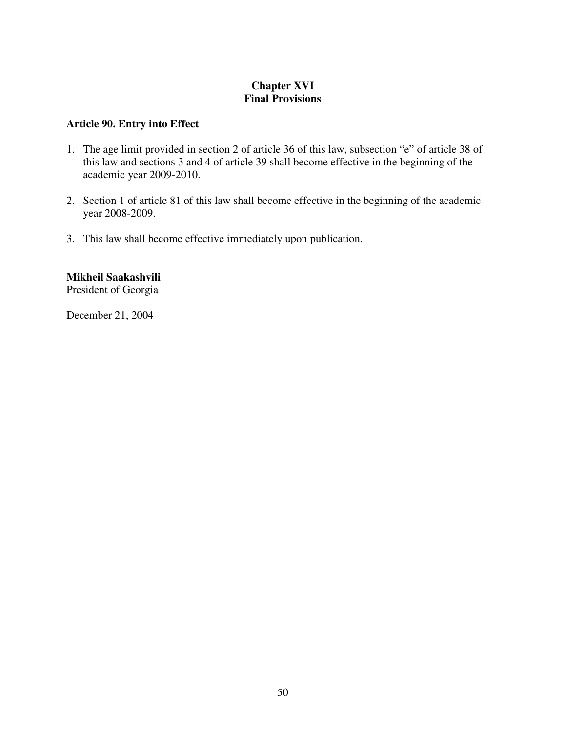## Chapter XVI
## Final Provisions

### Article 90. Entry into Effect

1. The age limit provided in section 2 of article 36 of this law, subsection "e" of article 38 of this law and sections 3 and 4 of article 39 shall become effective in the beginning of the academic year 2009-2010.

2. Section 1 of article 81 of this law shall become effective in the beginning of the academic year 2008-2009.

3. This law shall become effective immediately upon publication.

**Mikheil Saakashvili**
President of Georgia

December 21, 2004